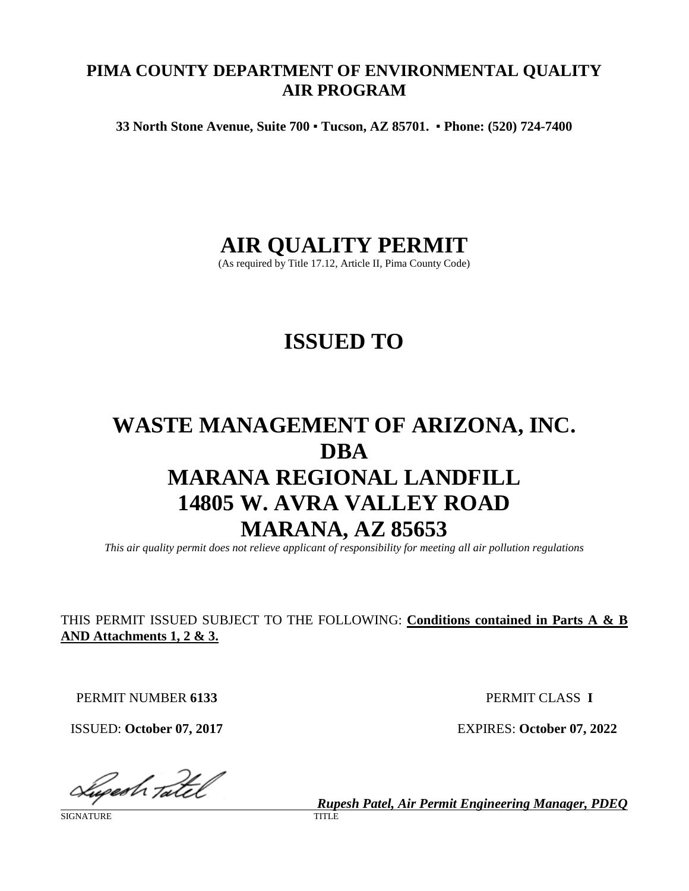**PIMA COUNTY DEPARTMENT OF ENVIRONMENTAL QUALITY**
**AIR PROGRAM**

**33 North Stone Avenue, Suite 700 ▪ Tucson, AZ 85701. ▪ Phone: (520) 724-7400**

# AIR QUALITY PERMIT

(As required by Title 17.12, Article II, Pima County Code)

# ISSUED TO

# WASTE MANAGEMENT OF ARIZONA, INC.
# DBA
# MARANA REGIONAL LANDFILL
# 14805 W. AVRA VALLEY ROAD
# MARANA, AZ 85653

*This air quality permit does not relieve applicant of responsibility for meeting all air pollution regulations*

THIS PERMIT ISSUED SUBJECT TO THE FOLLOWING: **Conditions contained in Parts A & B AND Attachments 1, 2 & 3.**

PERMIT NUMBER **6133** PERMIT CLASS **I**

ISSUED: **October 07, 2017** EXPIRES: **October 07, 2022**

SIGNATURE

TITLE: ***Rupesh Patel, Air Permit Engineering Manager, PDEQ***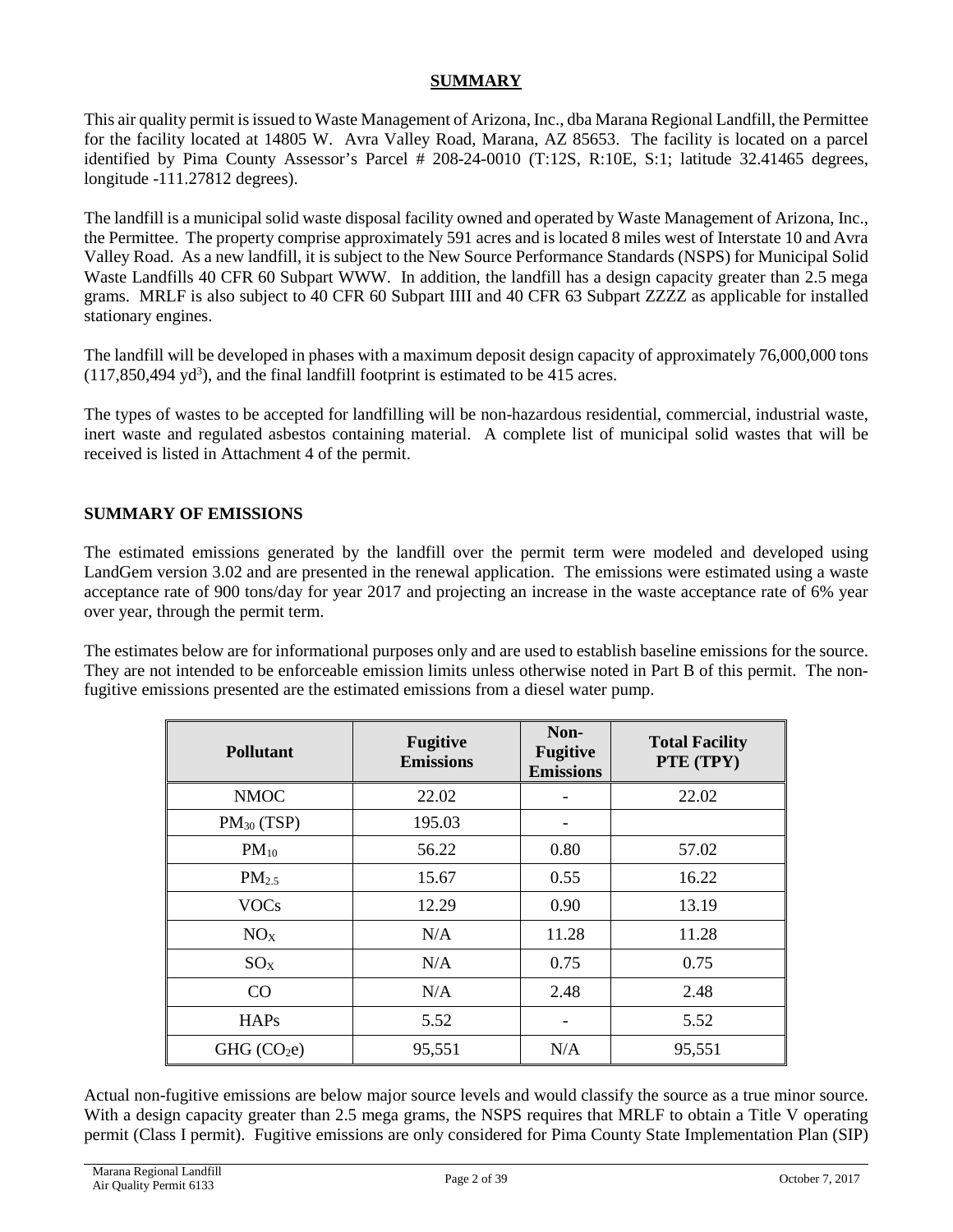## SUMMARY

This air quality permit is issued to Waste Management of Arizona, Inc., dba Marana Regional Landfill, the Permittee for the facility located at 14805 W. Avra Valley Road, Marana, AZ 85653. The facility is located on a parcel identified by Pima County Assessor's Parcel # 208-24-0010 (T:12S, R:10E, S:1; latitude 32.41465 degrees, longitude -111.27812 degrees).

The landfill is a municipal solid waste disposal facility owned and operated by Waste Management of Arizona, Inc., the Permittee. The property comprise approximately 591 acres and is located 8 miles west of Interstate 10 and Avra Valley Road. As a new landfill, it is subject to the New Source Performance Standards (NSPS) for Municipal Solid Waste Landfills 40 CFR 60 Subpart WWW. In addition, the landfill has a design capacity greater than 2.5 mega grams. MRLF is also subject to 40 CFR 60 Subpart IIII and 40 CFR 63 Subpart ZZZZ as applicable for installed stationary engines.

The landfill will be developed in phases with a maximum deposit design capacity of approximately 76,000,000 tons (117,850,494 $yd^3$), and the final landfill footprint is estimated to be 415 acres.

The types of wastes to be accepted for landfilling will be non-hazardous residential, commercial, industrial waste, inert waste and regulated asbestos containing material. A complete list of municipal solid wastes that will be received is listed in Attachment 4 of the permit.

## SUMMARY OF EMISSIONS

The estimated emissions generated by the landfill over the permit term were modeled and developed using LandGem version 3.02 and are presented in the renewal application. The emissions were estimated using a waste acceptance rate of 900 tons/day for year 2017 and projecting an increase in the waste acceptance rate of 6% year over year, through the permit term.

The estimates below are for informational purposes only and are used to establish baseline emissions for the source. They are not intended to be enforceable emission limits unless otherwise noted in Part B of this permit. The non-fugitive emissions presented are the estimated emissions from a diesel water pump.

| Pollutant | Fugitive Emissions | Non-Fugitive Emissions | Total Facility PTE (TPY) |
|---|---|---|---|
| NMOC | 22.02 | - | 22.02 |
| $PM_{30}$ (TSP) | 195.03 | - | |
| $PM_{10}$ | 56.22 | 0.80 | 57.02 |
| $PM_{2.5}$ | 15.67 | 0.55 | 16.22 |
| VOCs | 12.29 | 0.90 | 13.19 |
| $NO_X$ | N/A | 11.28 | 11.28 |
| $SO_X$ | N/A | 0.75 | 0.75 |
| CO | N/A | 2.48 | 2.48 |
| HAPs | 5.52 | - | 5.52 |
| GHG ($CO_2e$) | 95,551 | N/A | 95,551 |

Actual non-fugitive emissions are below major source levels and would classify the source as a true minor source. With a design capacity greater than 2.5 mega grams, the NSPS requires that MRLF to obtain a Title V operating permit (Class I permit). Fugitive emissions are only considered for Pima County State Implementation Plan (SIP)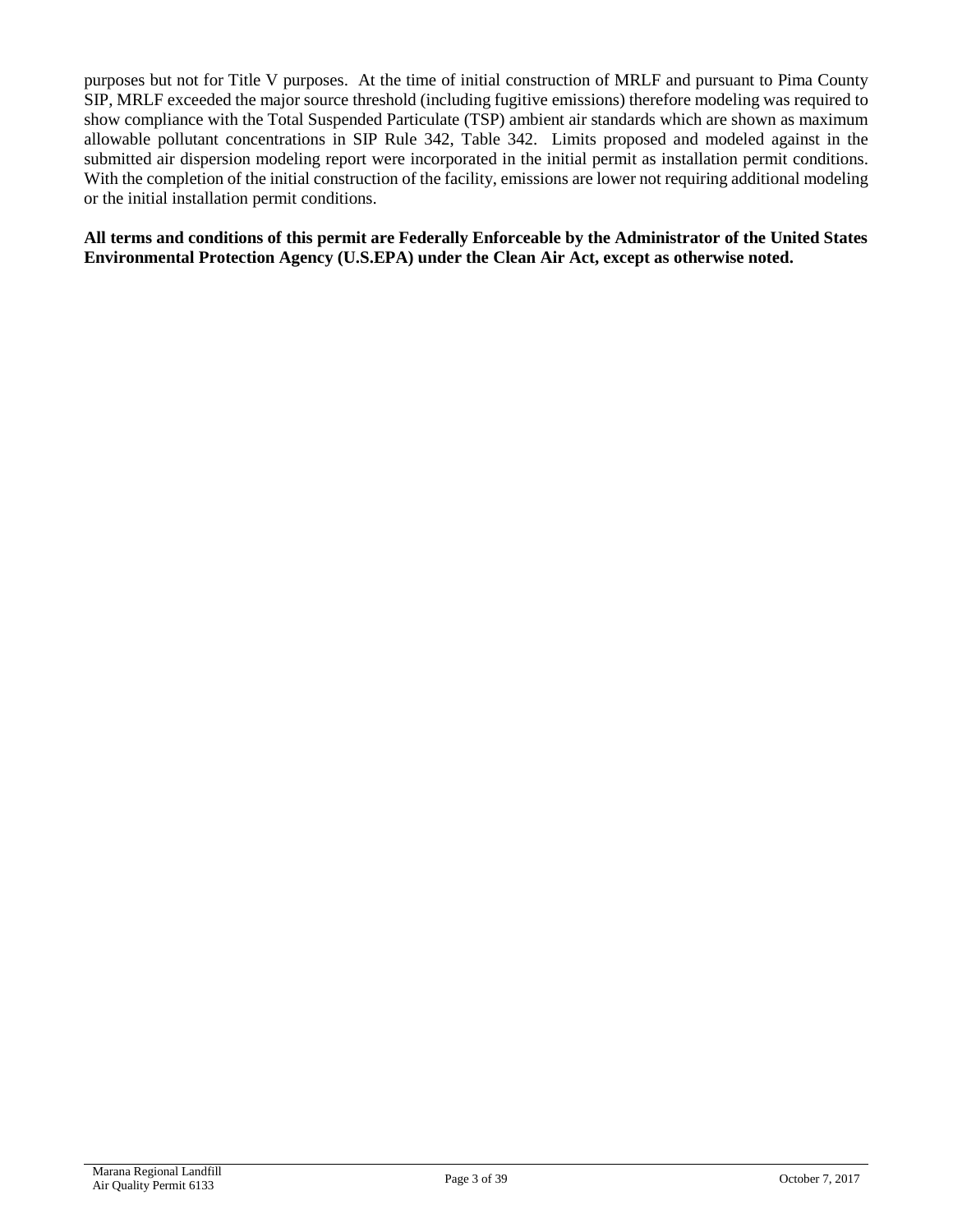purposes but not for Title V purposes. At the time of initial construction of MRLF and pursuant to Pima County SIP, MRLF exceeded the major source threshold (including fugitive emissions) therefore modeling was required to show compliance with the Total Suspended Particulate (TSP) ambient air standards which are shown as maximum allowable pollutant concentrations in SIP Rule 342, Table 342. Limits proposed and modeled against in the submitted air dispersion modeling report were incorporated in the initial permit as installation permit conditions. With the completion of the initial construction of the facility, emissions are lower not requiring additional modeling or the initial installation permit conditions.

**All terms and conditions of this permit are Federally Enforceable by the Administrator of the United States Environmental Protection Agency (U.S.EPA) under the Clean Air Act, except as otherwise noted.**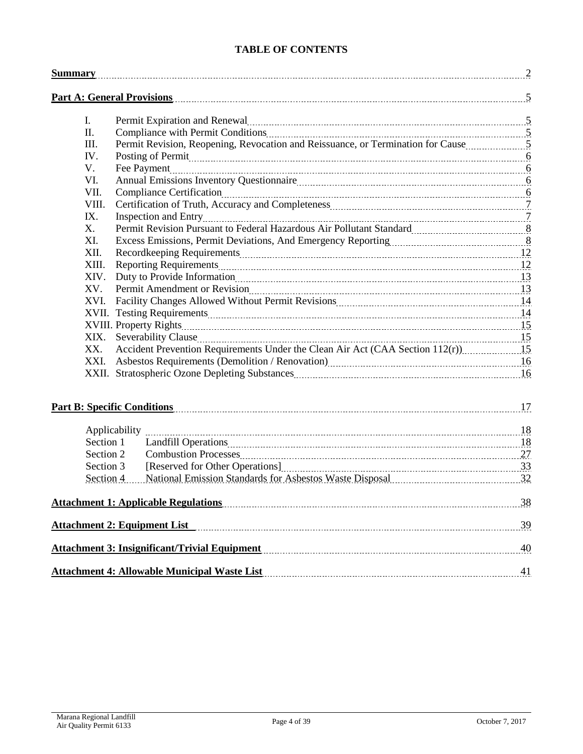# TABLE OF CONTENTS

| | | |
|---|---|---|
| **Summary** | | 2 |
| **Part A: General Provisions** | | 5 |
| I. | Permit Expiration and Renewal | 5 |
| II. | Compliance with Permit Conditions | 5 |
| III. | Permit Revision, Reopening, Revocation and Reissuance, or Termination for Cause | 5 |
| IV. | Posting of Permit | 6 |
| V. | Fee Payment | 6 |
| VI. | Annual Emissions Inventory Questionnaire | 6 |
| VII. | Compliance Certification | 6 |
| VIII. | Certification of Truth, Accuracy and Completeness | 7 |
| IX. | Inspection and Entry | 7 |
| X. | Permit Revision Pursuant to Federal Hazardous Air Pollutant Standard | 8 |
| XI. | Excess Emissions, Permit Deviations, And Emergency Reporting | 8 |
| XII. | Recordkeeping Requirements | 12 |
| XIII. | Reporting Requirements | 12 |
| XIV. | Duty to Provide Information | 13 |
| XV. | Permit Amendment or Revision | 13 |
| XVI. | Facility Changes Allowed Without Permit Revisions | 14 |
| XVII. | Testing Requirements | 14 |
| XVIII. | Property Rights | 15 |
| XIX. | Severability Clause | 15 |
| XX. | Accident Prevention Requirements Under the Clean Air Act (CAA Section 112(r)) | 15 |
| XXI. | Asbestos Requirements (Demolition / Renovation) | 16 |
| XXII. | Stratospheric Ozone Depleting Substances | 16 |
| **Part B: Specific Conditions** | | 17 |
| Applicability | | 18 |
| Section 1 | Landfill Operations | 18 |
| Section 2 | Combustion Processes | 27 |
| Section 3 | [Reserved for Other Operations] | 33 |
| Section 4 | National Emission Standards for Asbestos Waste Disposal | 32 |
| **Attachment 1: Applicable Regulations** | | 38 |
| **Attachment 2: Equipment List** | | 39 |
| **Attachment 3: Insignificant/Trivial Equipment** | | 40 |
| **Attachment 4: Allowable Municipal Waste List** | | 41 |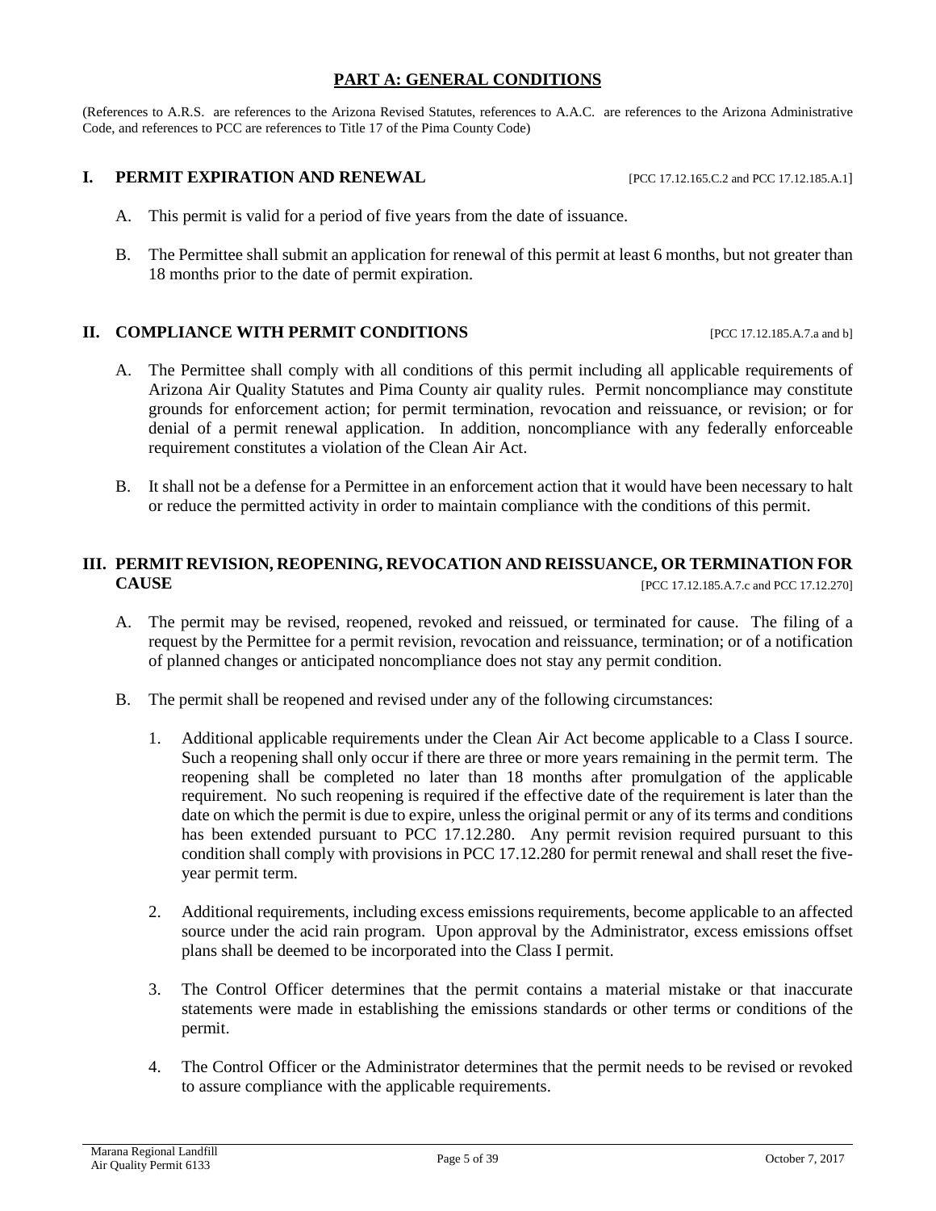## PART A: GENERAL CONDITIONS

(References to A.R.S. are references to the Arizona Revised Statutes, references to A.A.C. are references to the Arizona Administrative Code, and references to PCC are references to Title 17 of the Pima County Code)

### I. PERMIT EXPIRATION AND RENEWAL [PCC 17.12.165.C.2 and PCC 17.12.185.A.1]

A. This permit is valid for a period of five years from the date of issuance.

B. The Permittee shall submit an application for renewal of this permit at least 6 months, but not greater than 18 months prior to the date of permit expiration.

### II. COMPLIANCE WITH PERMIT CONDITIONS [PCC 17.12.185.A.7.a and b]

A. The Permittee shall comply with all conditions of this permit including all applicable requirements of Arizona Air Quality Statutes and Pima County air quality rules. Permit noncompliance may constitute grounds for enforcement action; for permit termination, revocation and reissuance, or revision; or for denial of a permit renewal application. In addition, noncompliance with any federally enforceable requirement constitutes a violation of the Clean Air Act.

B. It shall not be a defense for a Permittee in an enforcement action that it would have been necessary to halt or reduce the permitted activity in order to maintain compliance with the conditions of this permit.

### III. PERMIT REVISION, REOPENING, REVOCATION AND REISSUANCE, OR TERMINATION FOR CAUSE [PCC 17.12.185.A.7.c and PCC 17.12.270]

A. The permit may be revised, reopened, revoked and reissued, or terminated for cause. The filing of a request by the Permittee for a permit revision, revocation and reissuance, termination; or of a notification of planned changes or anticipated noncompliance does not stay any permit condition.

B. The permit shall be reopened and revised under any of the following circumstances:

1. Additional applicable requirements under the Clean Air Act become applicable to a Class I source. Such a reopening shall only occur if there are three or more years remaining in the permit term. The reopening shall be completed no later than 18 months after promulgation of the applicable requirement. No such reopening is required if the effective date of the requirement is later than the date on which the permit is due to expire, unless the original permit or any of its terms and conditions has been extended pursuant to PCC 17.12.280. Any permit revision required pursuant to this condition shall comply with provisions in PCC 17.12.280 for permit renewal and shall reset the five-year permit term.

2. Additional requirements, including excess emissions requirements, become applicable to an affected source under the acid rain program. Upon approval by the Administrator, excess emissions offset plans shall be deemed to be incorporated into the Class I permit.

3. The Control Officer determines that the permit contains a material mistake or that inaccurate statements were made in establishing the emissions standards or other terms or conditions of the permit.

4. The Control Officer or the Administrator determines that the permit needs to be revised or revoked to assure compliance with the applicable requirements.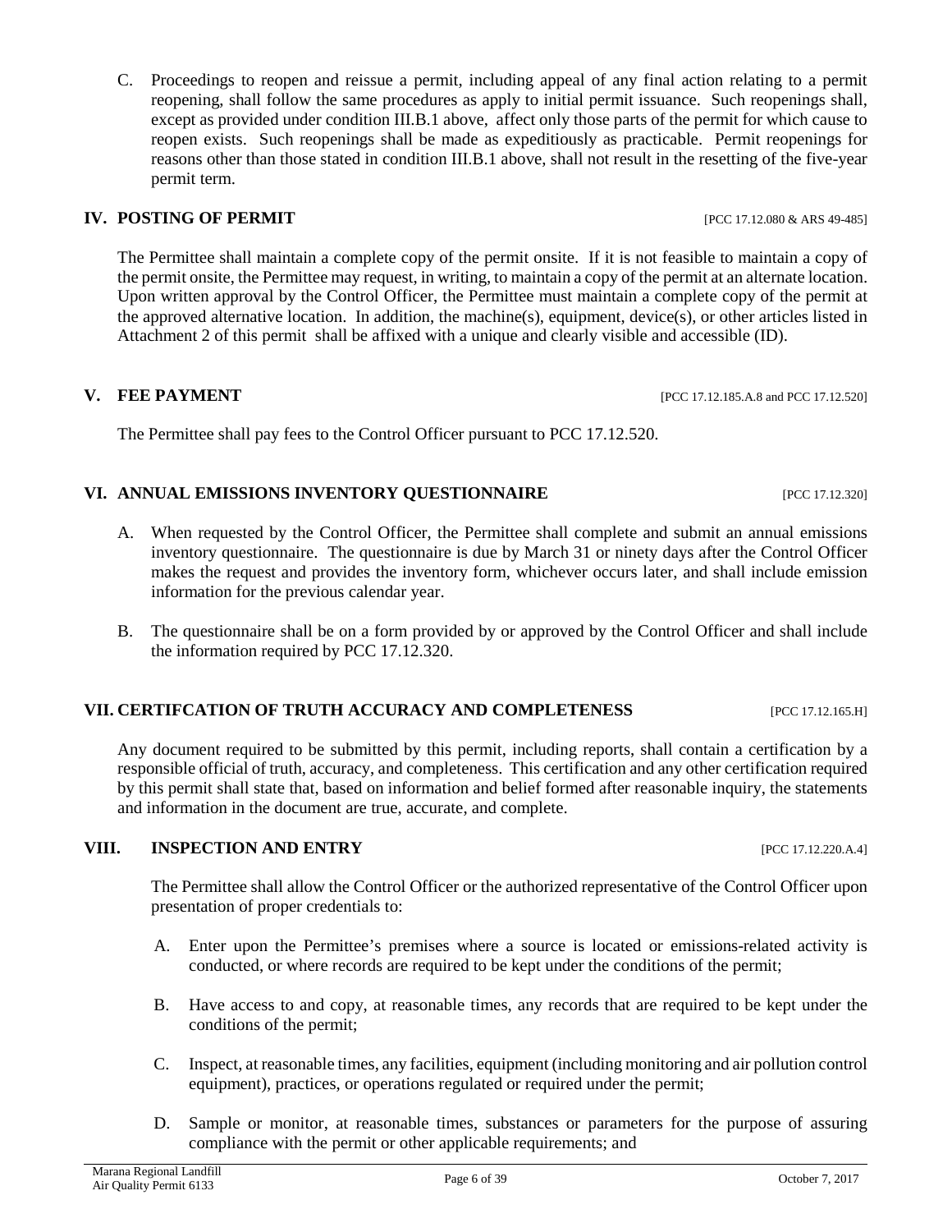C. Proceedings to reopen and reissue a permit, including appeal of any final action relating to a permit reopening, shall follow the same procedures as apply to initial permit issuance. Such reopenings shall, except as provided under condition III.B.1 above, affect only those parts of the permit for which cause to reopen exists. Such reopenings shall be made as expeditiously as practicable. Permit reopenings for reasons other than those stated in condition III.B.1 above, shall not result in the resetting of the five-year permit term.

## IV. POSTING OF PERMIT [PCC 17.12.080 & ARS 49-485]

The Permittee shall maintain a complete copy of the permit onsite. If it is not feasible to maintain a copy of the permit onsite, the Permittee may request, in writing, to maintain a copy of the permit at an alternate location. Upon written approval by the Control Officer, the Permittee must maintain a complete copy of the permit at the approved alternative location. In addition, the machine(s), equipment, device(s), or other articles listed in Attachment 2 of this permit shall be affixed with a unique and clearly visible and accessible (ID).

## V. FEE PAYMENT [PCC 17.12.185.A.8 and PCC 17.12.520]

The Permittee shall pay fees to the Control Officer pursuant to PCC 17.12.520.

## VI. ANNUAL EMISSIONS INVENTORY QUESTIONNAIRE [PCC 17.12.320]

A. When requested by the Control Officer, the Permittee shall complete and submit an annual emissions inventory questionnaire. The questionnaire is due by March 31 or ninety days after the Control Officer makes the request and provides the inventory form, whichever occurs later, and shall include emission information for the previous calendar year.

B. The questionnaire shall be on a form provided by or approved by the Control Officer and shall include the information required by PCC 17.12.320.

## VII. CERTIFCATION OF TRUTH ACCURACY AND COMPLETENESS [PCC 17.12.165.H]

Any document required to be submitted by this permit, including reports, shall contain a certification by a responsible official of truth, accuracy, and completeness. This certification and any other certification required by this permit shall state that, based on information and belief formed after reasonable inquiry, the statements and information in the document are true, accurate, and complete.

## VIII. INSPECTION AND ENTRY [PCC 17.12.220.A.4]

The Permittee shall allow the Control Officer or the authorized representative of the Control Officer upon presentation of proper credentials to:

A. Enter upon the Permittee's premises where a source is located or emissions-related activity is conducted, or where records are required to be kept under the conditions of the permit;

B. Have access to and copy, at reasonable times, any records that are required to be kept under the conditions of the permit;

C. Inspect, at reasonable times, any facilities, equipment (including monitoring and air pollution control equipment), practices, or operations regulated or required under the permit;

D. Sample or monitor, at reasonable times, substances or parameters for the purpose of assuring compliance with the permit or other applicable requirements; and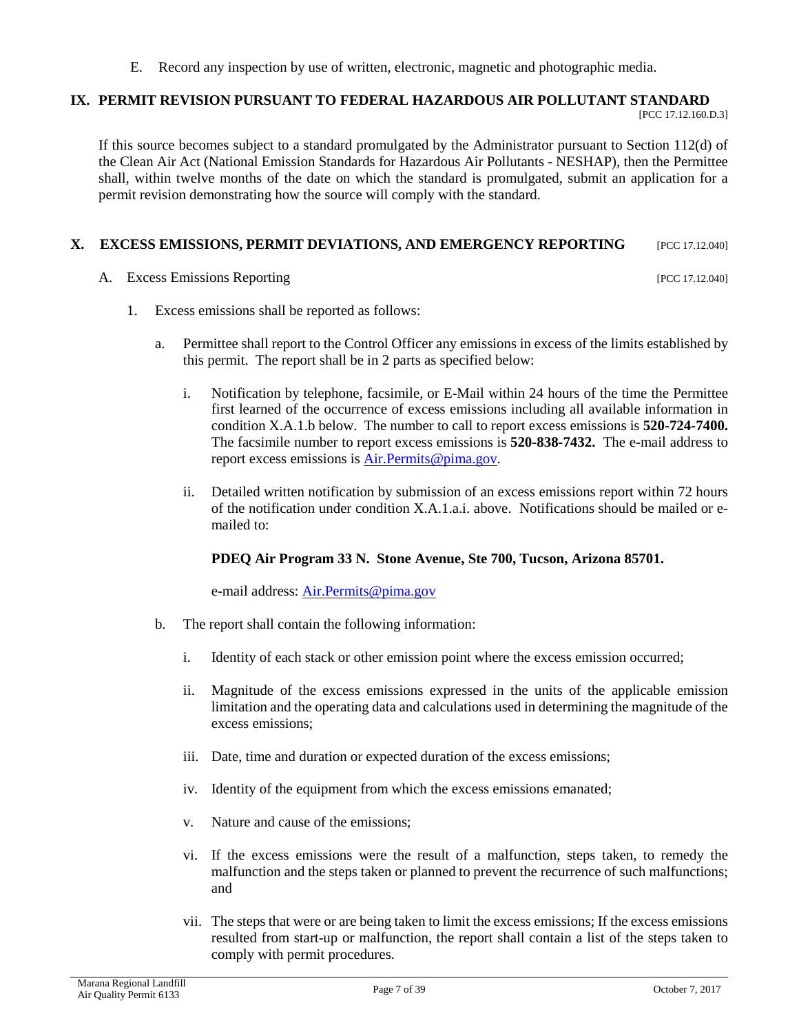E. Record any inspection by use of written, electronic, magnetic and photographic media.

## IX. PERMIT REVISION PURSUANT TO FEDERAL HAZARDOUS AIR POLLUTANT STANDARD

[PCC 17.12.160.D.3]

If this source becomes subject to a standard promulgated by the Administrator pursuant to Section 112(d) of the Clean Air Act (National Emission Standards for Hazardous Air Pollutants - NESHAP), then the Permittee shall, within twelve months of the date on which the standard is promulgated, submit an application for a permit revision demonstrating how the source will comply with the standard.

## X. EXCESS EMISSIONS, PERMIT DEVIATIONS, AND EMERGENCY REPORTING [PCC 17.12.040]

A. Excess Emissions Reporting [PCC 17.12.040]

1. Excess emissions shall be reported as follows:

   a. Permittee shall report to the Control Officer any emissions in excess of the limits established by this permit. The report shall be in 2 parts as specified below:

      i. Notification by telephone, facsimile, or E-Mail within 24 hours of the time the Permittee first learned of the occurrence of excess emissions including all available information in condition X.A.1.b below. The number to call to report excess emissions is **520-724-7400.** The facsimile number to report excess emissions is **520-838-7432.** The e-mail address to report excess emissions is Air.Permits@pima.gov.

      ii. Detailed written notification by submission of an excess emissions report within 72 hours of the notification under condition X.A.1.a.i. above. Notifications should be mailed or e-mailed to:

      **PDEQ Air Program 33 N. Stone Avenue, Ste 700, Tucson, Arizona 85701.**

      e-mail address: Air.Permits@pima.gov

   b. The report shall contain the following information:

      i. Identity of each stack or other emission point where the excess emission occurred;

      ii. Magnitude of the excess emissions expressed in the units of the applicable emission limitation and the operating data and calculations used in determining the magnitude of the excess emissions;

      iii. Date, time and duration or expected duration of the excess emissions;

      iv. Identity of the equipment from which the excess emissions emanated;

      v. Nature and cause of the emissions;

      vi. If the excess emissions were the result of a malfunction, steps taken, to remedy the malfunction and the steps taken or planned to prevent the recurrence of such malfunctions; and

      vii. The steps that were or are being taken to limit the excess emissions; If the excess emissions resulted from start-up or malfunction, the report shall contain a list of the steps taken to comply with permit procedures.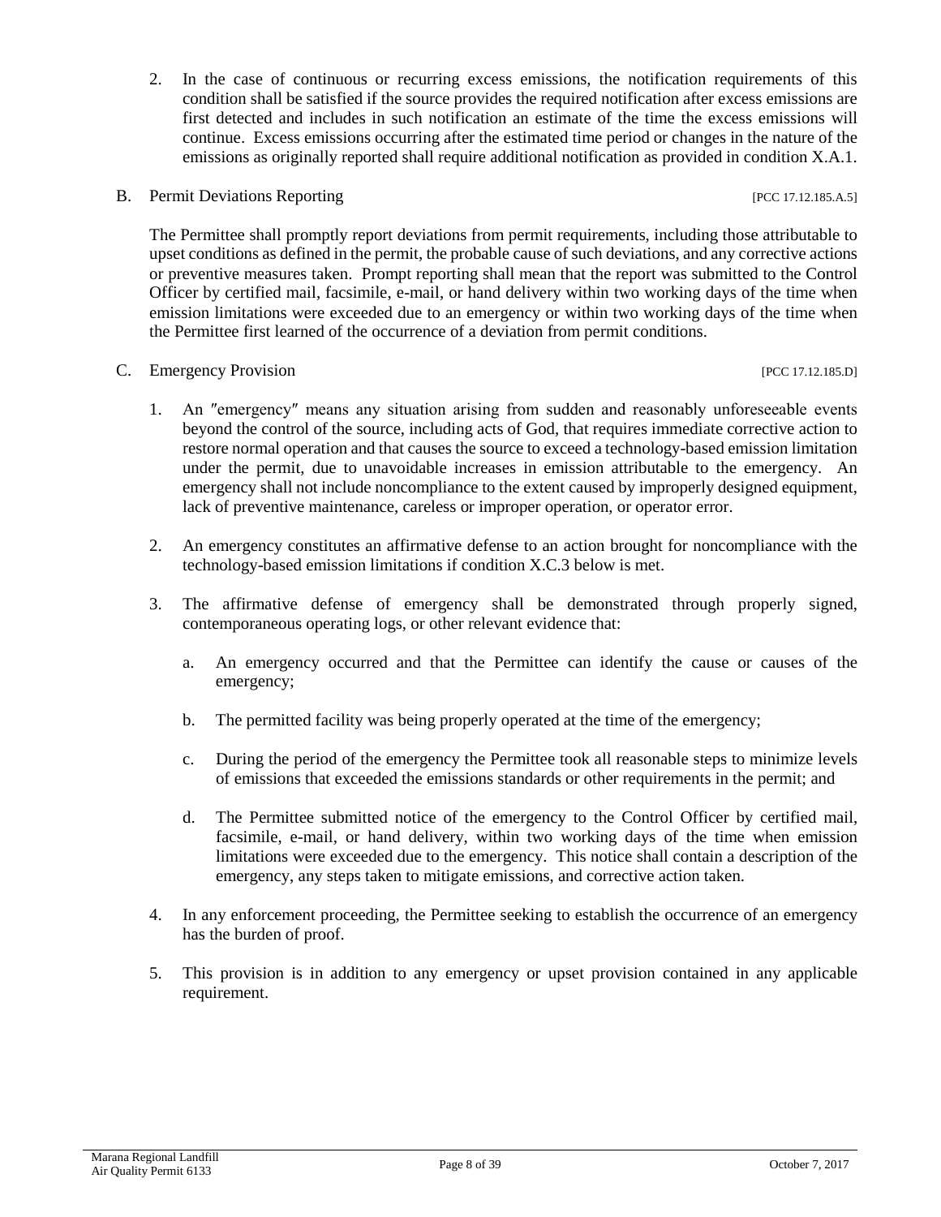2. In the case of continuous or recurring excess emissions, the notification requirements of this condition shall be satisfied if the source provides the required notification after excess emissions are first detected and includes in such notification an estimate of the time the excess emissions will continue. Excess emissions occurring after the estimated time period or changes in the nature of the emissions as originally reported shall require additional notification as provided in condition X.A.1.

B. Permit Deviations Reporting [PCC 17.12.185.A.5]

The Permittee shall promptly report deviations from permit requirements, including those attributable to upset conditions as defined in the permit, the probable cause of such deviations, and any corrective actions or preventive measures taken. Prompt reporting shall mean that the report was submitted to the Control Officer by certified mail, facsimile, e-mail, or hand delivery within two working days of the time when emission limitations were exceeded due to an emergency or within two working days of the time when the Permittee first learned of the occurrence of a deviation from permit conditions.

C. Emergency Provision [PCC 17.12.185.D]

1. An ″emergency″ means any situation arising from sudden and reasonably unforeseeable events beyond the control of the source, including acts of God, that requires immediate corrective action to restore normal operation and that causes the source to exceed a technology-based emission limitation under the permit, due to unavoidable increases in emission attributable to the emergency. An emergency shall not include noncompliance to the extent caused by improperly designed equipment, lack of preventive maintenance, careless or improper operation, or operator error.

2. An emergency constitutes an affirmative defense to an action brought for noncompliance with the technology-based emission limitations if condition X.C.3 below is met.

3. The affirmative defense of emergency shall be demonstrated through properly signed, contemporaneous operating logs, or other relevant evidence that:

   a. An emergency occurred and that the Permittee can identify the cause or causes of the emergency;

   b. The permitted facility was being properly operated at the time of the emergency;

   c. During the period of the emergency the Permittee took all reasonable steps to minimize levels of emissions that exceeded the emissions standards or other requirements in the permit; and

   d. The Permittee submitted notice of the emergency to the Control Officer by certified mail, facsimile, e-mail, or hand delivery, within two working days of the time when emission limitations were exceeded due to the emergency. This notice shall contain a description of the emergency, any steps taken to mitigate emissions, and corrective action taken.

4. In any enforcement proceeding, the Permittee seeking to establish the occurrence of an emergency has the burden of proof.

5. This provision is in addition to any emergency or upset provision contained in any applicable requirement.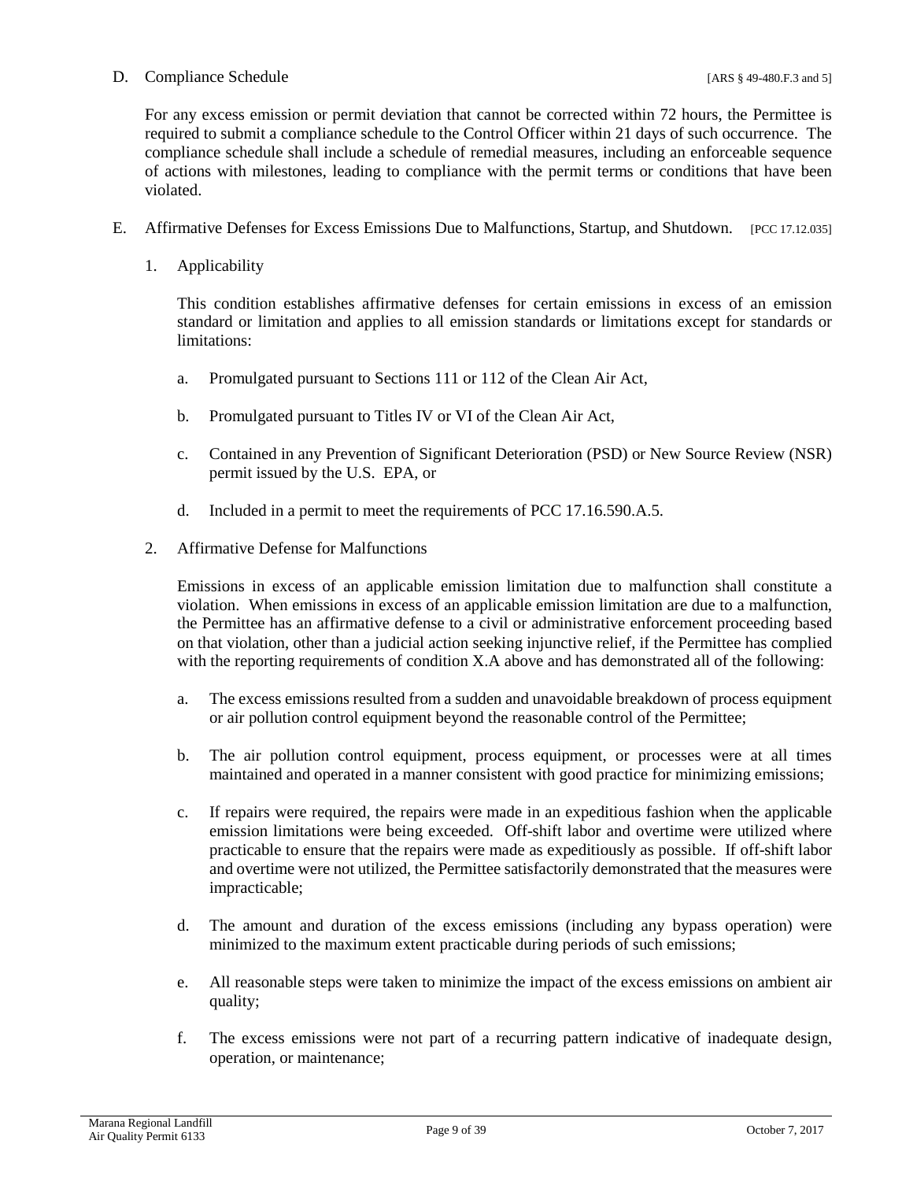D. Compliance Schedule [ARS § 49-480.F.3 and 5]

For any excess emission or permit deviation that cannot be corrected within 72 hours, the Permittee is required to submit a compliance schedule to the Control Officer within 21 days of such occurrence. The compliance schedule shall include a schedule of remedial measures, including an enforceable sequence of actions with milestones, leading to compliance with the permit terms or conditions that have been violated.

E. Affirmative Defenses for Excess Emissions Due to Malfunctions, Startup, and Shutdown. [PCC 17.12.035]

1. Applicability

   This condition establishes affirmative defenses for certain emissions in excess of an emission standard or limitation and applies to all emission standards or limitations except for standards or limitations:

   a. Promulgated pursuant to Sections 111 or 112 of the Clean Air Act,

   b. Promulgated pursuant to Titles IV or VI of the Clean Air Act,

   c. Contained in any Prevention of Significant Deterioration (PSD) or New Source Review (NSR) permit issued by the U.S. EPA, or

   d. Included in a permit to meet the requirements of PCC 17.16.590.A.5.

2. Affirmative Defense for Malfunctions

   Emissions in excess of an applicable emission limitation due to malfunction shall constitute a violation. When emissions in excess of an applicable emission limitation are due to a malfunction, the Permittee has an affirmative defense to a civil or administrative enforcement proceeding based on that violation, other than a judicial action seeking injunctive relief, if the Permittee has complied with the reporting requirements of condition X.A above and has demonstrated all of the following:

   a. The excess emissions resulted from a sudden and unavoidable breakdown of process equipment or air pollution control equipment beyond the reasonable control of the Permittee;

   b. The air pollution control equipment, process equipment, or processes were at all times maintained and operated in a manner consistent with good practice for minimizing emissions;

   c. If repairs were required, the repairs were made in an expeditious fashion when the applicable emission limitations were being exceeded. Off-shift labor and overtime were utilized where practicable to ensure that the repairs were made as expeditiously as possible. If off-shift labor and overtime were not utilized, the Permittee satisfactorily demonstrated that the measures were impracticable;

   d. The amount and duration of the excess emissions (including any bypass operation) were minimized to the maximum extent practicable during periods of such emissions;

   e. All reasonable steps were taken to minimize the impact of the excess emissions on ambient air quality;

   f. The excess emissions were not part of a recurring pattern indicative of inadequate design, operation, or maintenance;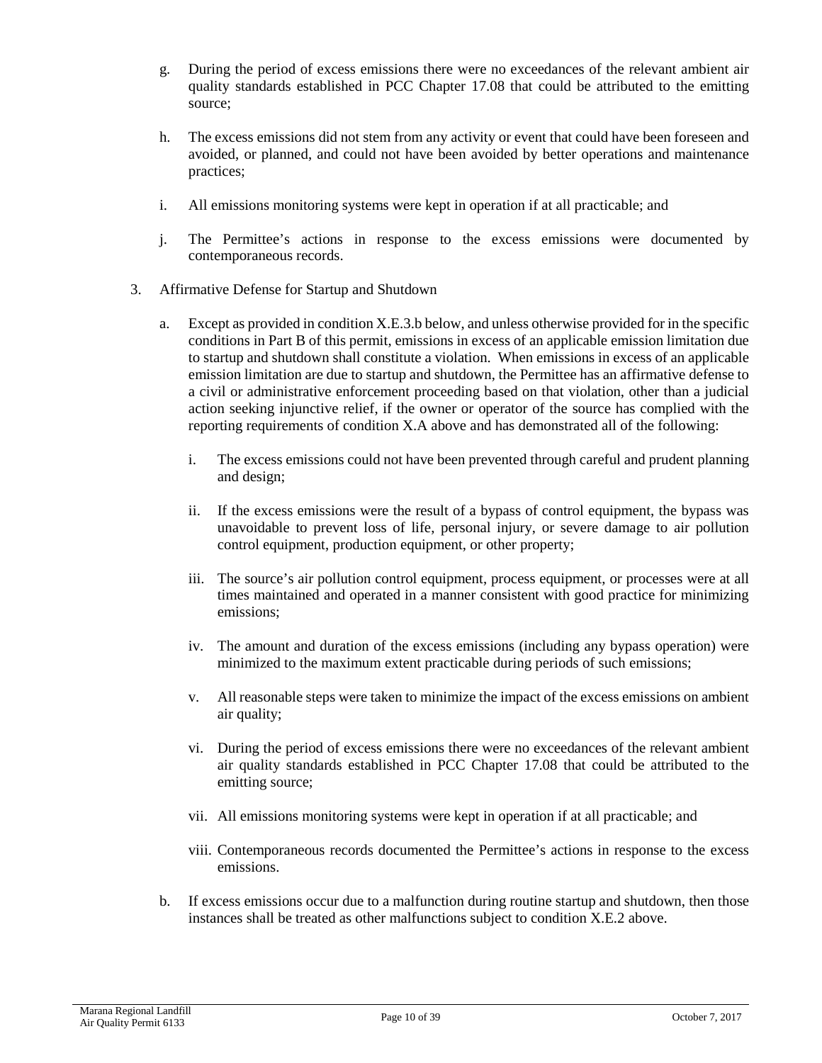g. During the period of excess emissions there were no exceedances of the relevant ambient air quality standards established in PCC Chapter 17.08 that could be attributed to the emitting source;

h. The excess emissions did not stem from any activity or event that could have been foreseen and avoided, or planned, and could not have been avoided by better operations and maintenance practices;

i. All emissions monitoring systems were kept in operation if at all practicable; and

j. The Permittee's actions in response to the excess emissions were documented by contemporaneous records.

3. Affirmative Defense for Startup and Shutdown

   a. Except as provided in condition X.E.3.b below, and unless otherwise provided for in the specific conditions in Part B of this permit, emissions in excess of an applicable emission limitation due to startup and shutdown shall constitute a violation. When emissions in excess of an applicable emission limitation are due to startup and shutdown, the Permittee has an affirmative defense to a civil or administrative enforcement proceeding based on that violation, other than a judicial action seeking injunctive relief, if the owner or operator of the source has complied with the reporting requirements of condition X.A above and has demonstrated all of the following:

      i. The excess emissions could not have been prevented through careful and prudent planning and design;

      ii. If the excess emissions were the result of a bypass of control equipment, the bypass was unavoidable to prevent loss of life, personal injury, or severe damage to air pollution control equipment, production equipment, or other property;

      iii. The source's air pollution control equipment, process equipment, or processes were at all times maintained and operated in a manner consistent with good practice for minimizing emissions;

      iv. The amount and duration of the excess emissions (including any bypass operation) were minimized to the maximum extent practicable during periods of such emissions;

      v. All reasonable steps were taken to minimize the impact of the excess emissions on ambient air quality;

      vi. During the period of excess emissions there were no exceedances of the relevant ambient air quality standards established in PCC Chapter 17.08 that could be attributed to the emitting source;

      vii. All emissions monitoring systems were kept in operation if at all practicable; and

      viii. Contemporaneous records documented the Permittee's actions in response to the excess emissions.

   b. If excess emissions occur due to a malfunction during routine startup and shutdown, then those instances shall be treated as other malfunctions subject to condition X.E.2 above.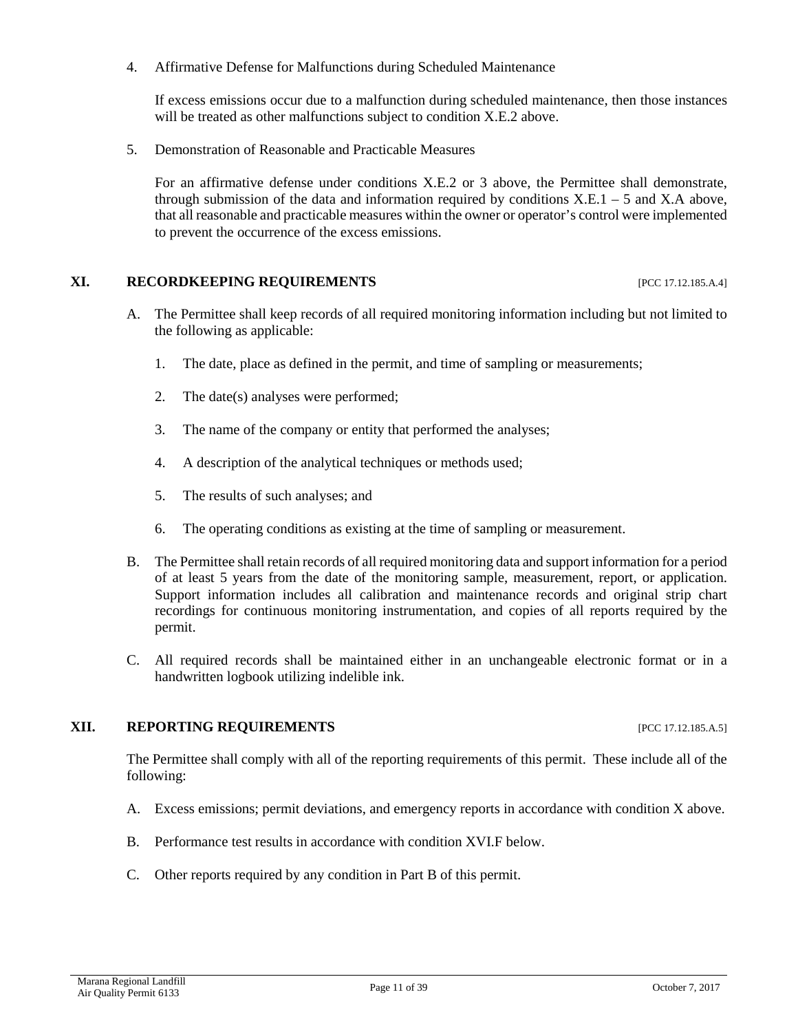4. Affirmative Defense for Malfunctions during Scheduled Maintenance

   If excess emissions occur due to a malfunction during scheduled maintenance, then those instances will be treated as other malfunctions subject to condition X.E.2 above.

5. Demonstration of Reasonable and Practicable Measures

   For an affirmative defense under conditions X.E.2 or 3 above, the Permittee shall demonstrate, through submission of the data and information required by conditions X.E.1 – 5 and X.A above, that all reasonable and practicable measures within the owner or operator's control were implemented to prevent the occurrence of the excess emissions.

## XI. RECORDKEEPING REQUIREMENTS [PCC 17.12.185.A.4]

A. The Permittee shall keep records of all required monitoring information including but not limited to the following as applicable:

   1. The date, place as defined in the permit, and time of sampling or measurements;

   2. The date(s) analyses were performed;

   3. The name of the company or entity that performed the analyses;

   4. A description of the analytical techniques or methods used;

   5. The results of such analyses; and

   6. The operating conditions as existing at the time of sampling or measurement.

B. The Permittee shall retain records of all required monitoring data and support information for a period of at least 5 years from the date of the monitoring sample, measurement, report, or application. Support information includes all calibration and maintenance records and original strip chart recordings for continuous monitoring instrumentation, and copies of all reports required by the permit.

C. All required records shall be maintained either in an unchangeable electronic format or in a handwritten logbook utilizing indelible ink.

## XII. REPORTING REQUIREMENTS [PCC 17.12.185.A.5]

The Permittee shall comply with all of the reporting requirements of this permit. These include all of the following:

A. Excess emissions; permit deviations, and emergency reports in accordance with condition X above.

B. Performance test results in accordance with condition XVI.F below.

C. Other reports required by any condition in Part B of this permit.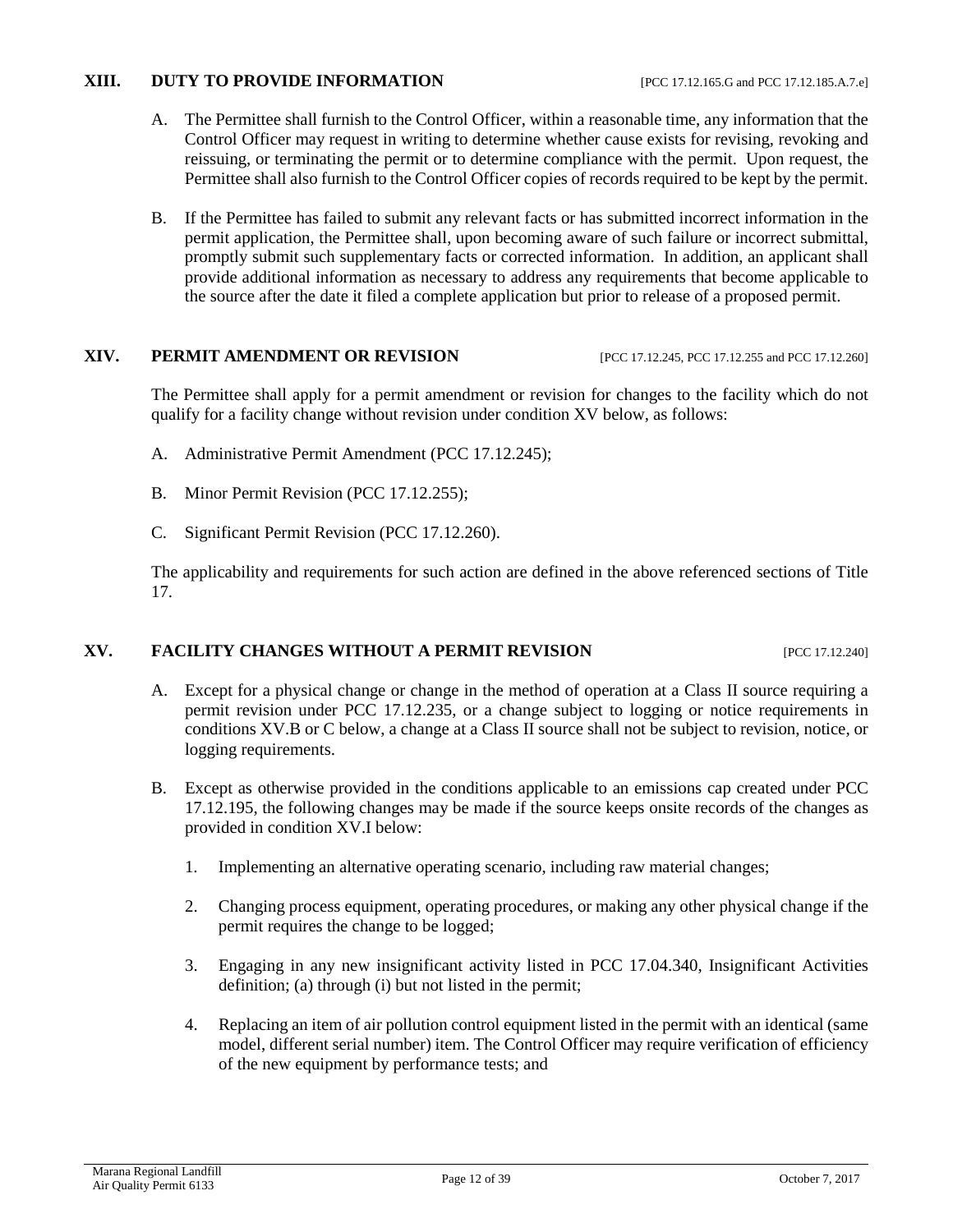## XIII. DUTY TO PROVIDE INFORMATION [PCC 17.12.165.G and PCC 17.12.185.A.7.e]

A. The Permittee shall furnish to the Control Officer, within a reasonable time, any information that the Control Officer may request in writing to determine whether cause exists for revising, revoking and reissuing, or terminating the permit or to determine compliance with the permit. Upon request, the Permittee shall also furnish to the Control Officer copies of records required to be kept by the permit.

B. If the Permittee has failed to submit any relevant facts or has submitted incorrect information in the permit application, the Permittee shall, upon becoming aware of such failure or incorrect submittal, promptly submit such supplementary facts or corrected information. In addition, an applicant shall provide additional information as necessary to address any requirements that become applicable to the source after the date it filed a complete application but prior to release of a proposed permit.

## XIV. PERMIT AMENDMENT OR REVISION [PCC 17.12.245, PCC 17.12.255 and PCC 17.12.260]

The Permittee shall apply for a permit amendment or revision for changes to the facility which do not qualify for a facility change without revision under condition XV below, as follows:

A. Administrative Permit Amendment (PCC 17.12.245);

B. Minor Permit Revision (PCC 17.12.255);

C. Significant Permit Revision (PCC 17.12.260).

The applicability and requirements for such action are defined in the above referenced sections of Title 17.

## XV. FACILITY CHANGES WITHOUT A PERMIT REVISION [PCC 17.12.240]

A. Except for a physical change or change in the method of operation at a Class II source requiring a permit revision under PCC 17.12.235, or a change subject to logging or notice requirements in conditions XV.B or C below, a change at a Class II source shall not be subject to revision, notice, or logging requirements.

B. Except as otherwise provided in the conditions applicable to an emissions cap created under PCC 17.12.195, the following changes may be made if the source keeps onsite records of the changes as provided in condition XV.I below:

1. Implementing an alternative operating scenario, including raw material changes;

2. Changing process equipment, operating procedures, or making any other physical change if the permit requires the change to be logged;

3. Engaging in any new insignificant activity listed in PCC 17.04.340, Insignificant Activities definition; (a) through (i) but not listed in the permit;

4. Replacing an item of air pollution control equipment listed in the permit with an identical (same model, different serial number) item. The Control Officer may require verification of efficiency of the new equipment by performance tests; and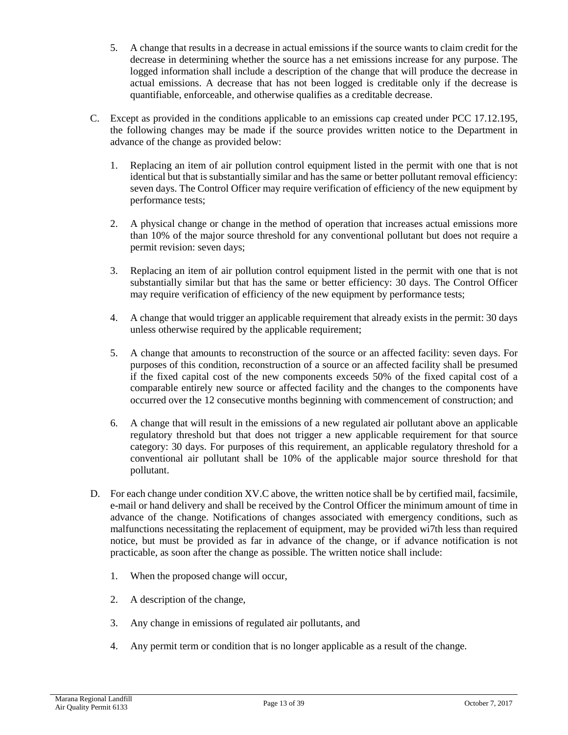5. A change that results in a decrease in actual emissions if the source wants to claim credit for the decrease in determining whether the source has a net emissions increase for any purpose. The logged information shall include a description of the change that will produce the decrease in actual emissions. A decrease that has not been logged is creditable only if the decrease is quantifiable, enforceable, and otherwise qualifies as a creditable decrease.

C. Except as provided in the conditions applicable to an emissions cap created under PCC 17.12.195, the following changes may be made if the source provides written notice to the Department in advance of the change as provided below:

   1. Replacing an item of air pollution control equipment listed in the permit with one that is not identical but that is substantially similar and has the same or better pollutant removal efficiency: seven days. The Control Officer may require verification of efficiency of the new equipment by performance tests;

   2. A physical change or change in the method of operation that increases actual emissions more than 10% of the major source threshold for any conventional pollutant but does not require a permit revision: seven days;

   3. Replacing an item of air pollution control equipment listed in the permit with one that is not substantially similar but that has the same or better efficiency: 30 days. The Control Officer may require verification of efficiency of the new equipment by performance tests;

   4. A change that would trigger an applicable requirement that already exists in the permit: 30 days unless otherwise required by the applicable requirement;

   5. A change that amounts to reconstruction of the source or an affected facility: seven days. For purposes of this condition, reconstruction of a source or an affected facility shall be presumed if the fixed capital cost of the new components exceeds 50% of the fixed capital cost of a comparable entirely new source or affected facility and the changes to the components have occurred over the 12 consecutive months beginning with commencement of construction; and

   6. A change that will result in the emissions of a new regulated air pollutant above an applicable regulatory threshold but that does not trigger a new applicable requirement for that source category: 30 days. For purposes of this requirement, an applicable regulatory threshold for a conventional air pollutant shall be 10% of the applicable major source threshold for that pollutant.

D. For each change under condition XV.C above, the written notice shall be by certified mail, facsimile, e-mail or hand delivery and shall be received by the Control Officer the minimum amount of time in advance of the change. Notifications of changes associated with emergency conditions, such as malfunctions necessitating the replacement of equipment, may be provided wi7th less than required notice, but must be provided as far in advance of the change, or if advance notification is not practicable, as soon after the change as possible. The written notice shall include:

   1. When the proposed change will occur,

   2. A description of the change,

   3. Any change in emissions of regulated air pollutants, and

   4. Any permit term or condition that is no longer applicable as a result of the change.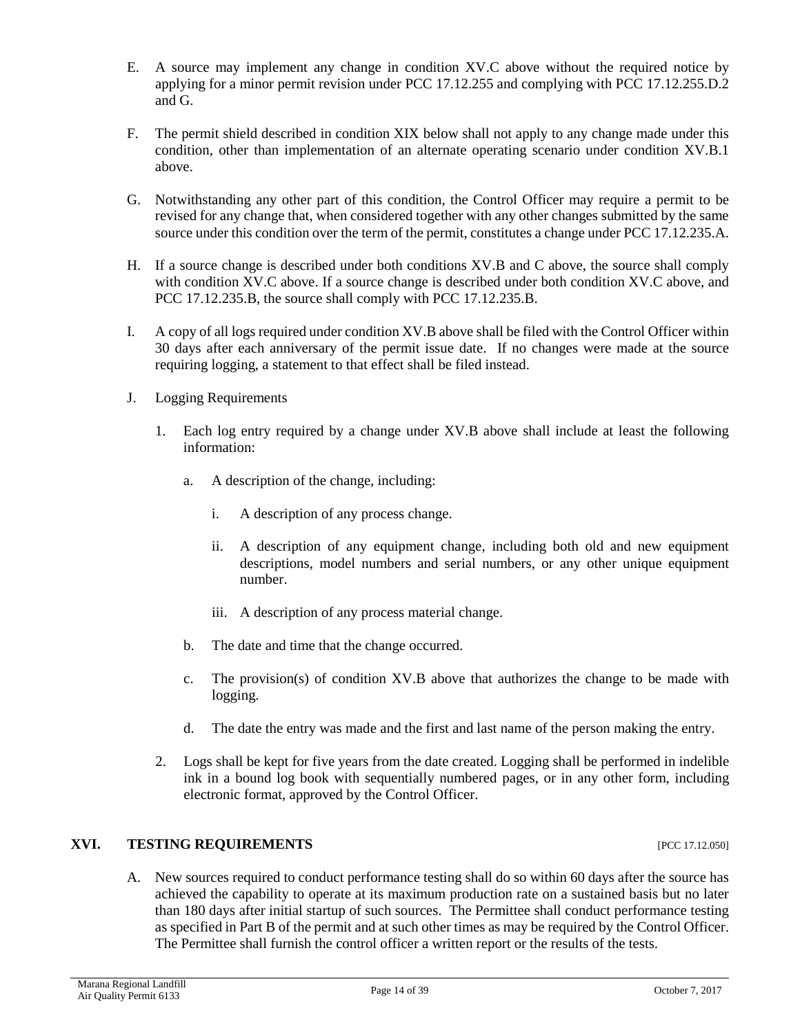E. A source may implement any change in condition XV.C above without the required notice by applying for a minor permit revision under PCC 17.12.255 and complying with PCC 17.12.255.D.2 and G.

F. The permit shield described in condition XIX below shall not apply to any change made under this condition, other than implementation of an alternate operating scenario under condition XV.B.1 above.

G. Notwithstanding any other part of this condition, the Control Officer may require a permit to be revised for any change that, when considered together with any other changes submitted by the same source under this condition over the term of the permit, constitutes a change under PCC 17.12.235.A.

H. If a source change is described under both conditions XV.B and C above, the source shall comply with condition XV.C above. If a source change is described under both condition XV.C above, and PCC 17.12.235.B, the source shall comply with PCC 17.12.235.B.

I. A copy of all logs required under condition XV.B above shall be filed with the Control Officer within 30 days after each anniversary of the permit issue date. If no changes were made at the source requiring logging, a statement to that effect shall be filed instead.

J. Logging Requirements

   1. Each log entry required by a change under XV.B above shall include at least the following information:

      a. A description of the change, including:

         i. A description of any process change.

         ii. A description of any equipment change, including both old and new equipment descriptions, model numbers and serial numbers, or any other unique equipment number.

         iii. A description of any process material change.

      b. The date and time that the change occurred.

      c. The provision(s) of condition XV.B above that authorizes the change to be made with logging.

      d. The date the entry was made and the first and last name of the person making the entry.

   2. Logs shall be kept for five years from the date created. Logging shall be performed in indelible ink in a bound log book with sequentially numbered pages, or in any other form, including electronic format, approved by the Control Officer.

## XVI. TESTING REQUIREMENTS [PCC 17.12.050]

A. New sources required to conduct performance testing shall do so within 60 days after the source has achieved the capability to operate at its maximum production rate on a sustained basis but no later than 180 days after initial startup of such sources. The Permittee shall conduct performance testing as specified in Part B of the permit and at such other times as may be required by the Control Officer. The Permittee shall furnish the control officer a written report or the results of the tests.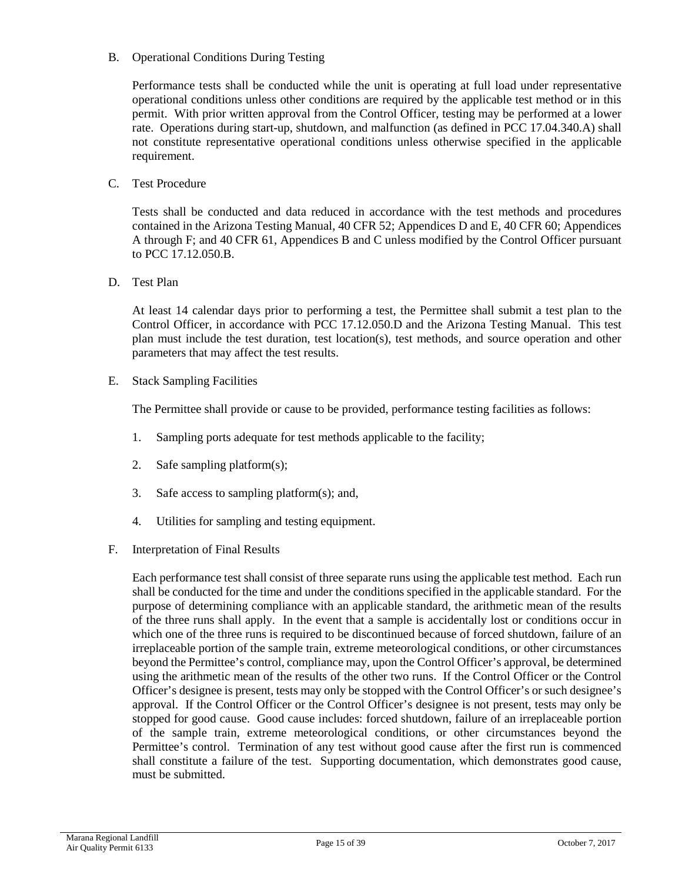B. Operational Conditions During Testing

Performance tests shall be conducted while the unit is operating at full load under representative operational conditions unless other conditions are required by the applicable test method or in this permit. With prior written approval from the Control Officer, testing may be performed at a lower rate. Operations during start-up, shutdown, and malfunction (as defined in PCC 17.04.340.A) shall not constitute representative operational conditions unless otherwise specified in the applicable requirement.

C. Test Procedure

Tests shall be conducted and data reduced in accordance with the test methods and procedures contained in the Arizona Testing Manual, 40 CFR 52; Appendices D and E, 40 CFR 60; Appendices A through F; and 40 CFR 61, Appendices B and C unless modified by the Control Officer pursuant to PCC 17.12.050.B.

D. Test Plan

At least 14 calendar days prior to performing a test, the Permittee shall submit a test plan to the Control Officer, in accordance with PCC 17.12.050.D and the Arizona Testing Manual. This test plan must include the test duration, test location(s), test methods, and source operation and other parameters that may affect the test results.

E. Stack Sampling Facilities

The Permittee shall provide or cause to be provided, performance testing facilities as follows:

1. Sampling ports adequate for test methods applicable to the facility;
2. Safe sampling platform(s);
3. Safe access to sampling platform(s); and,
4. Utilities for sampling and testing equipment.

F. Interpretation of Final Results

Each performance test shall consist of three separate runs using the applicable test method. Each run shall be conducted for the time and under the conditions specified in the applicable standard. For the purpose of determining compliance with an applicable standard, the arithmetic mean of the results of the three runs shall apply. In the event that a sample is accidentally lost or conditions occur in which one of the three runs is required to be discontinued because of forced shutdown, failure of an irreplaceable portion of the sample train, extreme meteorological conditions, or other circumstances beyond the Permittee's control, compliance may, upon the Control Officer's approval, be determined using the arithmetic mean of the results of the other two runs. If the Control Officer or the Control Officer's designee is present, tests may only be stopped with the Control Officer's or such designee's approval. If the Control Officer or the Control Officer's designee is not present, tests may only be stopped for good cause. Good cause includes: forced shutdown, failure of an irreplaceable portion of the sample train, extreme meteorological conditions, or other circumstances beyond the Permittee's control. Termination of any test without good cause after the first run is commenced shall constitute a failure of the test. Supporting documentation, which demonstrates good cause, must be submitted.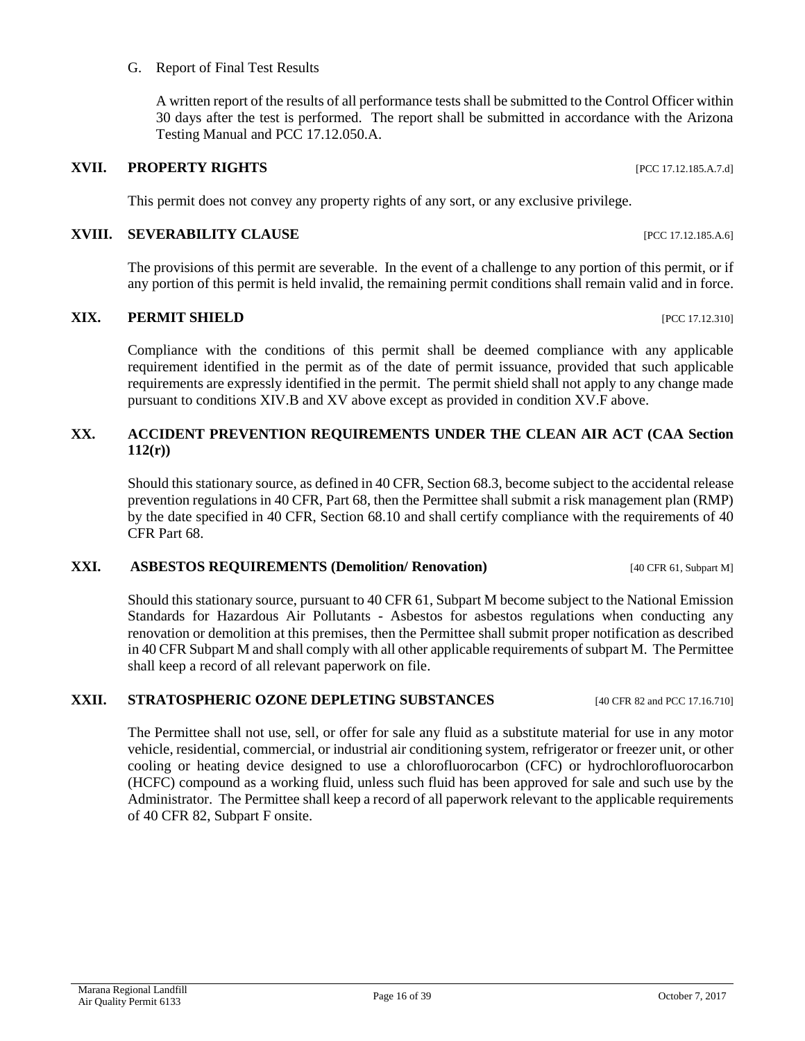G. Report of Final Test Results

A written report of the results of all performance tests shall be submitted to the Control Officer within 30 days after the test is performed. The report shall be submitted in accordance with the Arizona Testing Manual and PCC 17.12.050.A.

## XVII. PROPERTY RIGHTS [PCC 17.12.185.A.7.d]

This permit does not convey any property rights of any sort, or any exclusive privilege.

## XVIII. SEVERABILITY CLAUSE [PCC 17.12.185.A.6]

The provisions of this permit are severable. In the event of a challenge to any portion of this permit, or if any portion of this permit is held invalid, the remaining permit conditions shall remain valid and in force.

## XIX. PERMIT SHIELD [PCC 17.12.310]

Compliance with the conditions of this permit shall be deemed compliance with any applicable requirement identified in the permit as of the date of permit issuance, provided that such applicable requirements are expressly identified in the permit. The permit shield shall not apply to any change made pursuant to conditions XIV.B and XV above except as provided in condition XV.F above.

## XX. ACCIDENT PREVENTION REQUIREMENTS UNDER THE CLEAN AIR ACT (CAA Section 112(r))

Should this stationary source, as defined in 40 CFR, Section 68.3, become subject to the accidental release prevention regulations in 40 CFR, Part 68, then the Permittee shall submit a risk management plan (RMP) by the date specified in 40 CFR, Section 68.10 and shall certify compliance with the requirements of 40 CFR Part 68.

## XXI. ASBESTOS REQUIREMENTS (Demolition/ Renovation) [40 CFR 61, Subpart M]

Should this stationary source, pursuant to 40 CFR 61, Subpart M become subject to the National Emission Standards for Hazardous Air Pollutants - Asbestos for asbestos regulations when conducting any renovation or demolition at this premises, then the Permittee shall submit proper notification as described in 40 CFR Subpart M and shall comply with all other applicable requirements of subpart M. The Permittee shall keep a record of all relevant paperwork on file.

## XXII. STRATOSPHERIC OZONE DEPLETING SUBSTANCES [40 CFR 82 and PCC 17.16.710]

The Permittee shall not use, sell, or offer for sale any fluid as a substitute material for use in any motor vehicle, residential, commercial, or industrial air conditioning system, refrigerator or freezer unit, or other cooling or heating device designed to use a chlorofluorocarbon (CFC) or hydrochlorofluorocarbon (HCFC) compound as a working fluid, unless such fluid has been approved for sale and such use by the Administrator. The Permittee shall keep a record of all paperwork relevant to the applicable requirements of 40 CFR 82, Subpart F onsite.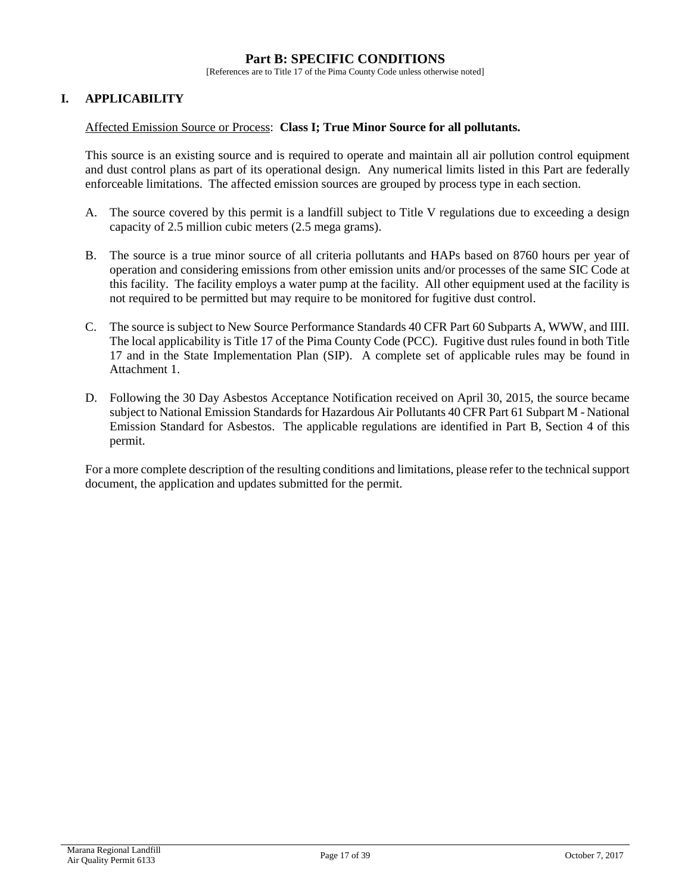# Part B: SPECIFIC CONDITIONS

[References are to Title 17 of the Pima County Code unless otherwise noted]

## I. APPLICABILITY

Affected Emission Source or Process: **Class I; True Minor Source for all pollutants.**

This source is an existing source and is required to operate and maintain all air pollution control equipment and dust control plans as part of its operational design. Any numerical limits listed in this Part are federally enforceable limitations. The affected emission sources are grouped by process type in each section.

A. The source covered by this permit is a landfill subject to Title V regulations due to exceeding a design capacity of 2.5 million cubic meters (2.5 mega grams).

B. The source is a true minor source of all criteria pollutants and HAPs based on 8760 hours per year of operation and considering emissions from other emission units and/or processes of the same SIC Code at this facility. The facility employs a water pump at the facility. All other equipment used at the facility is not required to be permitted but may require to be monitored for fugitive dust control.

C. The source is subject to New Source Performance Standards 40 CFR Part 60 Subparts A, WWW, and IIII. The local applicability is Title 17 of the Pima County Code (PCC). Fugitive dust rules found in both Title 17 and in the State Implementation Plan (SIP). A complete set of applicable rules may be found in Attachment 1.

D. Following the 30 Day Asbestos Acceptance Notification received on April 30, 2015, the source became subject to National Emission Standards for Hazardous Air Pollutants 40 CFR Part 61 Subpart M - National Emission Standard for Asbestos. The applicable regulations are identified in Part B, Section 4 of this permit.

For a more complete description of the resulting conditions and limitations, please refer to the technical support document, the application and updates submitted for the permit.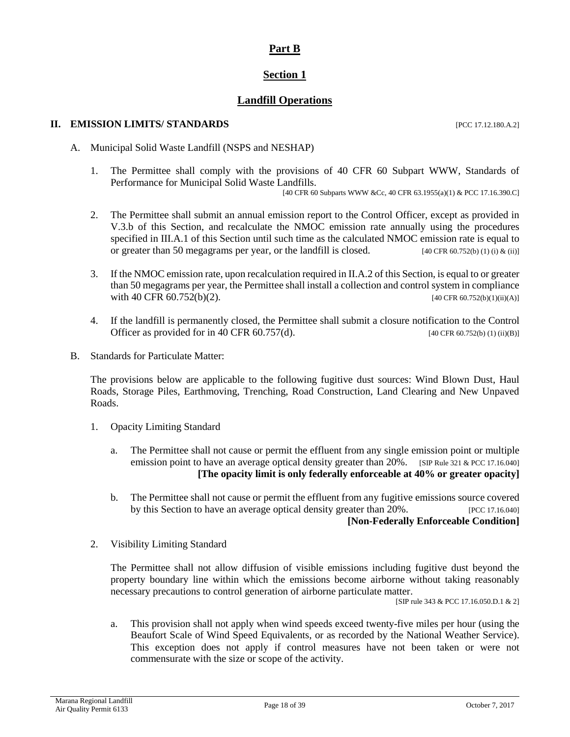# Part B

## Section 1

## Landfill Operations

### II. EMISSION LIMITS/ STANDARDS [PCC 17.12.180.A.2]

A. Municipal Solid Waste Landfill (NSPS and NESHAP)

1. The Permittee shall comply with the provisions of 40 CFR 60 Subpart WWW, Standards of Performance for Municipal Solid Waste Landfills.

   [40 CFR 60 Subparts WWW &Cc, 40 CFR 63.1955(a)(1) & PCC 17.16.390.C]

2. The Permittee shall submit an annual emission report to the Control Officer, except as provided in V.3.b of this Section, and recalculate the NMOC emission rate annually using the procedures specified in III.A.1 of this Section until such time as the calculated NMOC emission rate is equal to or greater than 50 megagrams per year, or the landfill is closed. [40 CFR 60.752(b) (1) (i) & (ii)]

3. If the NMOC emission rate, upon recalculation required in II.A.2 of this Section, is equal to or greater than 50 megagrams per year, the Permittee shall install a collection and control system in compliance with 40 CFR 60.752(b)(2). [40 CFR 60.752(b)(1)(ii)(A)]

4. If the landfill is permanently closed, the Permittee shall submit a closure notification to the Control Officer as provided for in 40 CFR 60.757(d). [40 CFR 60.752(b) (1) (ii)(B)]

B. Standards for Particulate Matter:

   The provisions below are applicable to the following fugitive dust sources: Wind Blown Dust, Haul Roads, Storage Piles, Earthmoving, Trenching, Road Construction, Land Clearing and New Unpaved Roads.

1. Opacity Limiting Standard

   a. The Permittee shall not cause or permit the effluent from any single emission point or multiple emission point to have an average optical density greater than 20%. [SIP Rule 321 & PCC 17.16.040]

      **[The opacity limit is only federally enforceable at 40% or greater opacity]**

   b. The Permittee shall not cause or permit the effluent from any fugitive emissions source covered by this Section to have an average optical density greater than 20%. [PCC 17.16.040]

      **[Non-Federally Enforceable Condition]**

2. Visibility Limiting Standard

   The Permittee shall not allow diffusion of visible emissions including fugitive dust beyond the property boundary line within which the emissions become airborne without taking reasonably necessary precautions to control generation of airborne particulate matter.

   [SIP rule 343 & PCC 17.16.050.D.1 & 2]

   a. This provision shall not apply when wind speeds exceed twenty-five miles per hour (using the Beaufort Scale of Wind Speed Equivalents, or as recorded by the National Weather Service). This exception does not apply if control measures have not been taken or were not commensurate with the size or scope of the activity.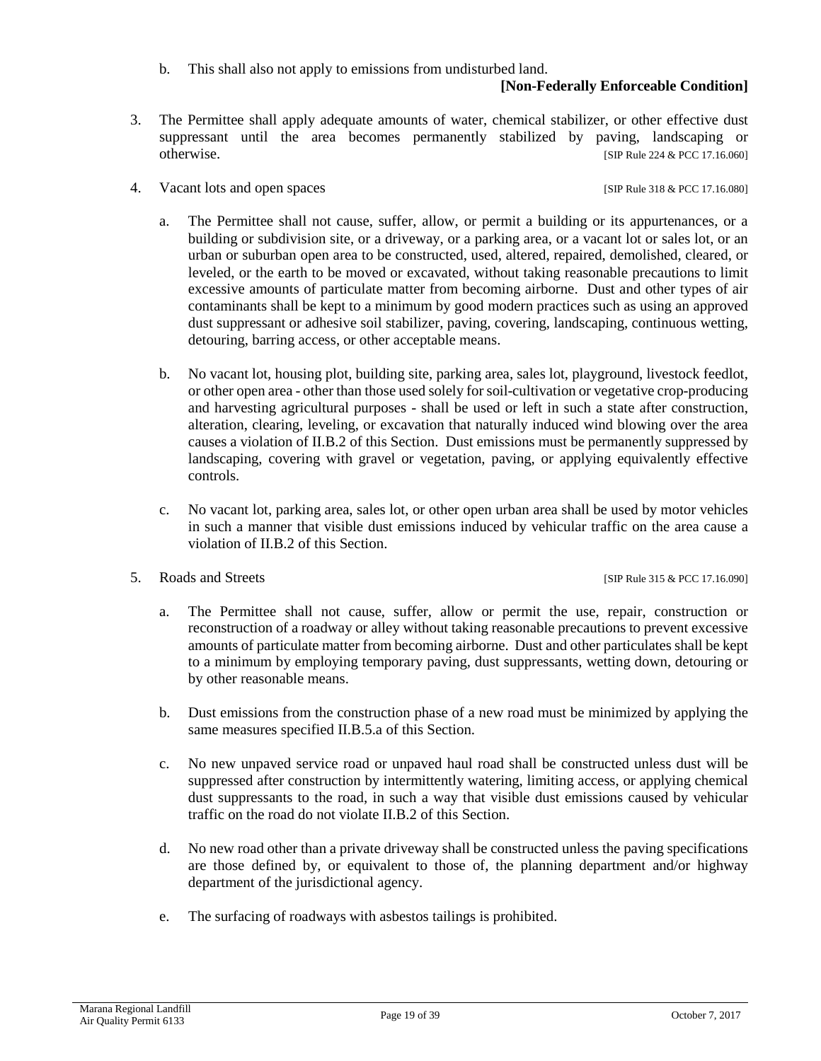b. This shall also not apply to emissions from undisturbed land.

**[Non-Federally Enforceable Condition]**

3. The Permittee shall apply adequate amounts of water, chemical stabilizer, or other effective dust suppressant until the area becomes permanently stabilized by paving, landscaping or otherwise. [SIP Rule 224 & PCC 17.16.060]

4. Vacant lots and open spaces [SIP Rule 318 & PCC 17.16.080]

   a. The Permittee shall not cause, suffer, allow, or permit a building or its appurtenances, or a building or subdivision site, or a driveway, or a parking area, or a vacant lot or sales lot, or an urban or suburban open area to be constructed, used, altered, repaired, demolished, cleared, or leveled, or the earth to be moved or excavated, without taking reasonable precautions to limit excessive amounts of particulate matter from becoming airborne. Dust and other types of air contaminants shall be kept to a minimum by good modern practices such as using an approved dust suppressant or adhesive soil stabilizer, paving, covering, landscaping, continuous wetting, detouring, barring access, or other acceptable means.

   b. No vacant lot, housing plot, building site, parking area, sales lot, playground, livestock feedlot, or other open area - other than those used solely for soil-cultivation or vegetative crop-producing and harvesting agricultural purposes - shall be used or left in such a state after construction, alteration, clearing, leveling, or excavation that naturally induced wind blowing over the area causes a violation of II.B.2 of this Section. Dust emissions must be permanently suppressed by landscaping, covering with gravel or vegetation, paving, or applying equivalently effective controls.

   c. No vacant lot, parking area, sales lot, or other open urban area shall be used by motor vehicles in such a manner that visible dust emissions induced by vehicular traffic on the area cause a violation of II.B.2 of this Section.

5. Roads and Streets [SIP Rule 315 & PCC 17.16.090]

   a. The Permittee shall not cause, suffer, allow or permit the use, repair, construction or reconstruction of a roadway or alley without taking reasonable precautions to prevent excessive amounts of particulate matter from becoming airborne. Dust and other particulates shall be kept to a minimum by employing temporary paving, dust suppressants, wetting down, detouring or by other reasonable means.

   b. Dust emissions from the construction phase of a new road must be minimized by applying the same measures specified II.B.5.a of this Section.

   c. No new unpaved service road or unpaved haul road shall be constructed unless dust will be suppressed after construction by intermittently watering, limiting access, or applying chemical dust suppressants to the road, in such a way that visible dust emissions caused by vehicular traffic on the road do not violate II.B.2 of this Section.

   d. No new road other than a private driveway shall be constructed unless the paving specifications are those defined by, or equivalent to those of, the planning department and/or highway department of the jurisdictional agency.

   e. The surfacing of roadways with asbestos tailings is prohibited.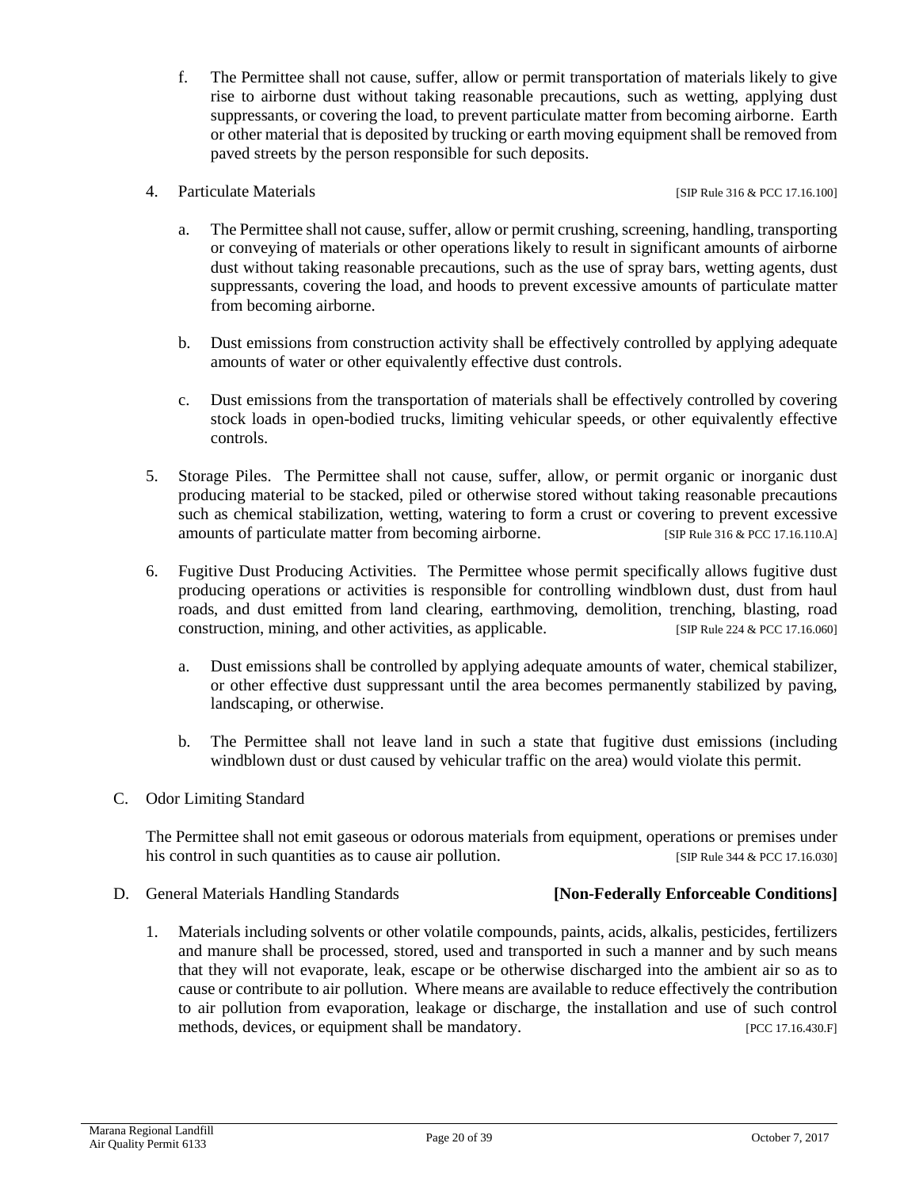f. The Permittee shall not cause, suffer, allow or permit transportation of materials likely to give rise to airborne dust without taking reasonable precautions, such as wetting, applying dust suppressants, or covering the load, to prevent particulate matter from becoming airborne. Earth or other material that is deposited by trucking or earth moving equipment shall be removed from paved streets by the person responsible for such deposits.

4. Particulate Materials [SIP Rule 316 & PCC 17.16.100]

   a. The Permittee shall not cause, suffer, allow or permit crushing, screening, handling, transporting or conveying of materials or other operations likely to result in significant amounts of airborne dust without taking reasonable precautions, such as the use of spray bars, wetting agents, dust suppressants, covering the load, and hoods to prevent excessive amounts of particulate matter from becoming airborne.

   b. Dust emissions from construction activity shall be effectively controlled by applying adequate amounts of water or other equivalently effective dust controls.

   c. Dust emissions from the transportation of materials shall be effectively controlled by covering stock loads in open-bodied trucks, limiting vehicular speeds, or other equivalently effective controls.

5. Storage Piles. The Permittee shall not cause, suffer, allow, or permit organic or inorganic dust producing material to be stacked, piled or otherwise stored without taking reasonable precautions such as chemical stabilization, wetting, watering to form a crust or covering to prevent excessive amounts of particulate matter from becoming airborne. [SIP Rule 316 & PCC 17.16.110.A]

6. Fugitive Dust Producing Activities. The Permittee whose permit specifically allows fugitive dust producing operations or activities is responsible for controlling windblown dust, dust from haul roads, and dust emitted from land clearing, earthmoving, demolition, trenching, blasting, road construction, mining, and other activities, as applicable. [SIP Rule 224 & PCC 17.16.060]

   a. Dust emissions shall be controlled by applying adequate amounts of water, chemical stabilizer, or other effective dust suppressant until the area becomes permanently stabilized by paving, landscaping, or otherwise.

   b. The Permittee shall not leave land in such a state that fugitive dust emissions (including windblown dust or dust caused by vehicular traffic on the area) would violate this permit.

C. Odor Limiting Standard

The Permittee shall not emit gaseous or odorous materials from equipment, operations or premises under his control in such quantities as to cause air pollution. [SIP Rule 344 & PCC 17.16.030]

D. General Materials Handling Standards **[Non-Federally Enforceable Conditions]**

1. Materials including solvents or other volatile compounds, paints, acids, alkalis, pesticides, fertilizers and manure shall be processed, stored, used and transported in such a manner and by such means that they will not evaporate, leak, escape or be otherwise discharged into the ambient air so as to cause or contribute to air pollution. Where means are available to reduce effectively the contribution to air pollution from evaporation, leakage or discharge, the installation and use of such control methods, devices, or equipment shall be mandatory. [PCC 17.16.430.F]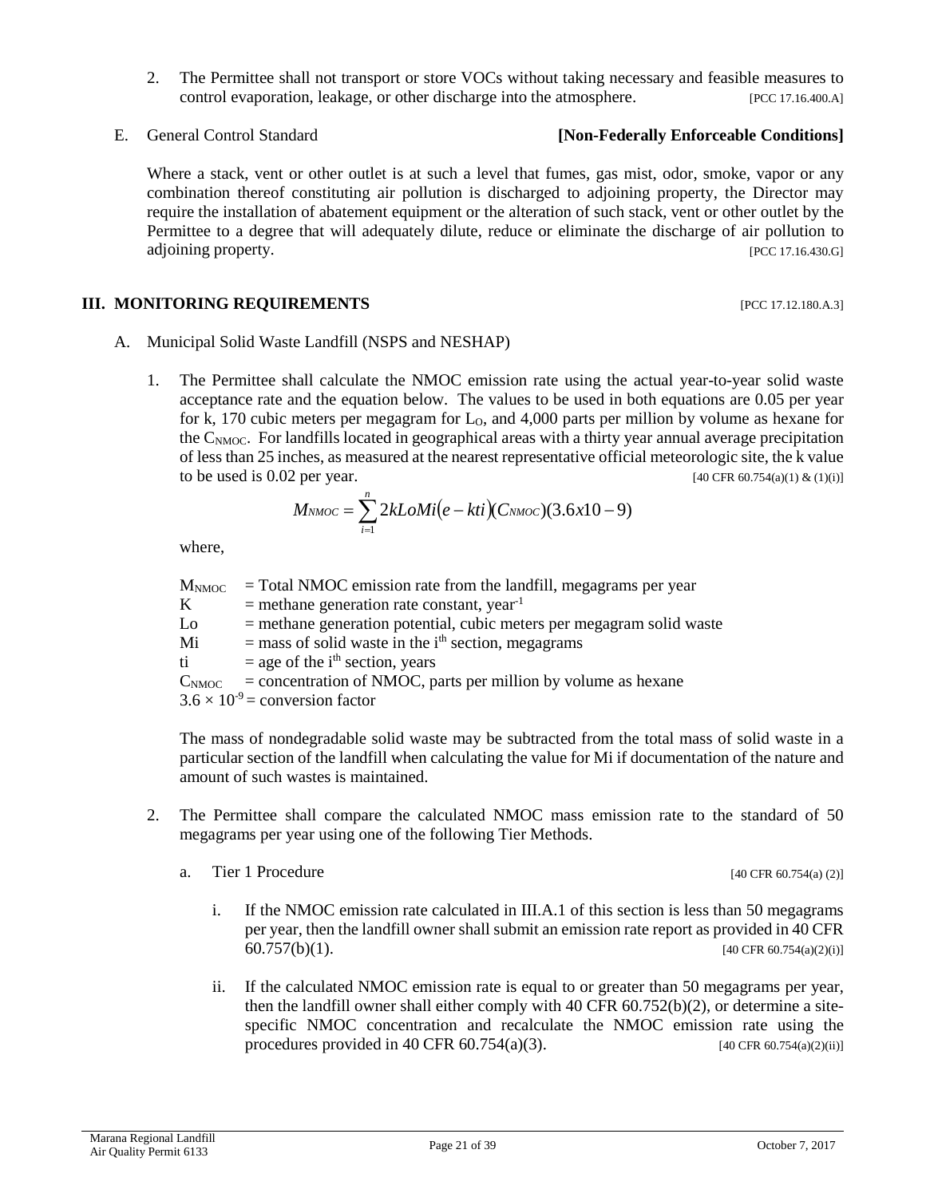2. The Permittee shall not transport or store VOCs without taking necessary and feasible measures to control evaporation, leakage, or other discharge into the atmosphere. [PCC 17.16.400.A]

E. General Control Standard **[Non-Federally Enforceable Conditions]**

Where a stack, vent or other outlet is at such a level that fumes, gas mist, odor, smoke, vapor or any combination thereof constituting air pollution is discharged to adjoining property, the Director may require the installation of abatement equipment or the alteration of such stack, vent or other outlet by the Permittee to a degree that will adequately dilute, reduce or eliminate the discharge of air pollution to adjoining property. [PCC 17.16.430.G]

## III. MONITORING REQUIREMENTS [PCC 17.12.180.A.3]

A. Municipal Solid Waste Landfill (NSPS and NESHAP)

1. The Permittee shall calculate the NMOC emission rate using the actual year-to-year solid waste acceptance rate and the equation below. The values to be used in both equations are 0.05 per year for k, 170 cubic meters per megagram for $L_O$, and 4,000 parts per million by volume as hexane for the $C_{NMOC}$. For landfills located in geographical areas with a thirty year annual average precipitation of less than 25 inches, as measured at the nearest representative official meteorologic site, the k value to be used is 0.02 per year. [40 CFR 60.754(a)(1) & (1)(i)]

$$M_{NMOC} = \sum_{i=1}^{n} 2kLoMi(e - kti)(C_{NMOC})(3.6x10 - 9)$$

where,

$M_{NMOC}$ = Total NMOC emission rate from the landfill, megagrams per year
K = methane generation rate constant, year$^{-1}$
Lo = methane generation potential, cubic meters per megagram solid waste
Mi = mass of solid waste in the i$^{th}$ section, megagrams
ti = age of the i$^{th}$ section, years
$C_{NMOC}$ = concentration of NMOC, parts per million by volume as hexane
$3.6 \times 10^{-9}$ = conversion factor

The mass of nondegradable solid waste may be subtracted from the total mass of solid waste in a particular section of the landfill when calculating the value for Mi if documentation of the nature and amount of such wastes is maintained.

2. The Permittee shall compare the calculated NMOC mass emission rate to the standard of 50 megagrams per year using one of the following Tier Methods.

   a. Tier 1 Procedure [40 CFR 60.754(a) (2)]

      i. If the NMOC emission rate calculated in III.A.1 of this section is less than 50 megagrams per year, then the landfill owner shall submit an emission rate report as provided in 40 CFR 60.757(b)(1). [40 CFR 60.754(a)(2)(i)]

      ii. If the calculated NMOC emission rate is equal to or greater than 50 megagrams per year, then the landfill owner shall either comply with 40 CFR 60.752(b)(2), or determine a site-specific NMOC concentration and recalculate the NMOC emission rate using the procedures provided in 40 CFR 60.754(a)(3). [40 CFR 60.754(a)(2)(ii)]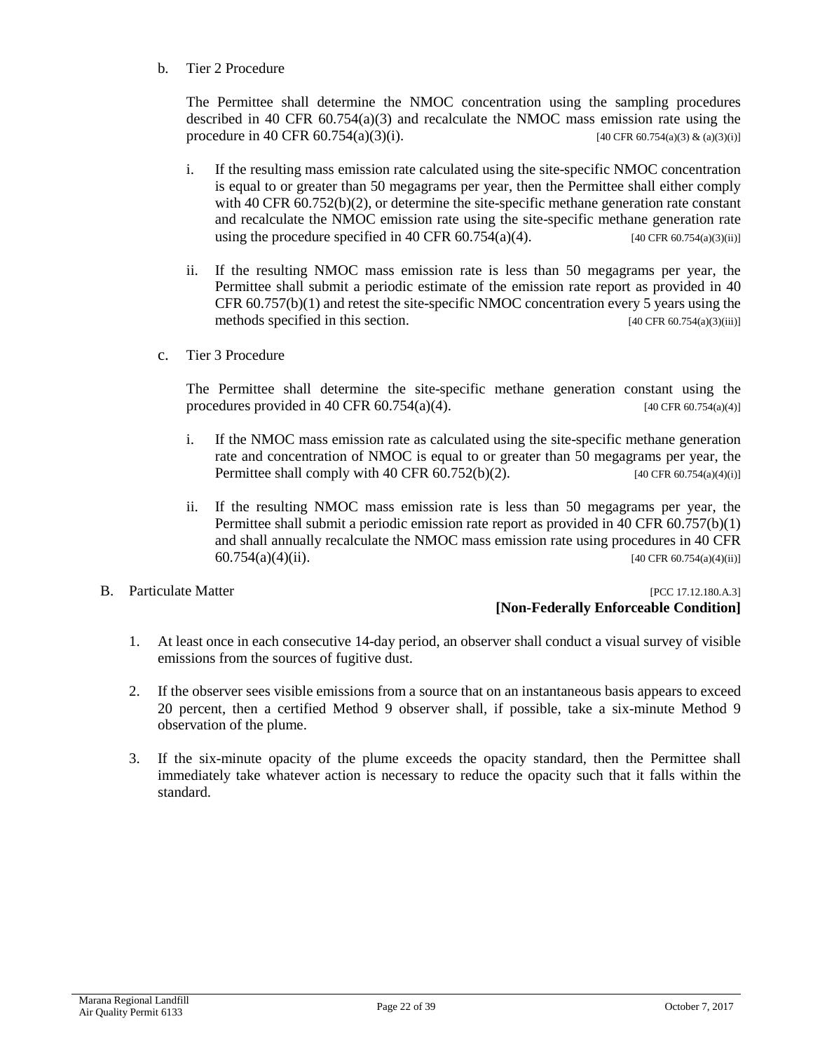b. Tier 2 Procedure

The Permittee shall determine the NMOC concentration using the sampling procedures described in 40 CFR 60.754(a)(3) and recalculate the NMOC mass emission rate using the procedure in 40 CFR 60.754(a)(3)(i). [40 CFR 60.754(a)(3) & (a)(3)(i)]

i. If the resulting mass emission rate calculated using the site-specific NMOC concentration is equal to or greater than 50 megagrams per year, then the Permittee shall either comply with 40 CFR 60.752(b)(2), or determine the site-specific methane generation rate constant and recalculate the NMOC emission rate using the site-specific methane generation rate using the procedure specified in 40 CFR 60.754(a)(4). [40 CFR 60.754(a)(3)(ii)]

ii. If the resulting NMOC mass emission rate is less than 50 megagrams per year, the Permittee shall submit a periodic estimate of the emission rate report as provided in 40 CFR 60.757(b)(1) and retest the site-specific NMOC concentration every 5 years using the methods specified in this section. [40 CFR 60.754(a)(3)(iii)]

c. Tier 3 Procedure

The Permittee shall determine the site-specific methane generation constant using the procedures provided in 40 CFR 60.754(a)(4). [40 CFR 60.754(a)(4)]

i. If the NMOC mass emission rate as calculated using the site-specific methane generation rate and concentration of NMOC is equal to or greater than 50 megagrams per year, the Permittee shall comply with 40 CFR 60.752(b)(2). [40 CFR 60.754(a)(4)(i)]

ii. If the resulting NMOC mass emission rate is less than 50 megagrams per year, the Permittee shall submit a periodic emission rate report as provided in 40 CFR 60.757(b)(1) and shall annually recalculate the NMOC mass emission rate using procedures in 40 CFR 60.754(a)(4)(ii). [40 CFR 60.754(a)(4)(ii)]

B. Particulate Matter [PCC 17.12.180.A.3]
**[Non-Federally Enforceable Condition]**

1. At least once in each consecutive 14-day period, an observer shall conduct a visual survey of visible emissions from the sources of fugitive dust.

2. If the observer sees visible emissions from a source that on an instantaneous basis appears to exceed 20 percent, then a certified Method 9 observer shall, if possible, take a six-minute Method 9 observation of the plume.

3. If the six-minute opacity of the plume exceeds the opacity standard, then the Permittee shall immediately take whatever action is necessary to reduce the opacity such that it falls within the standard.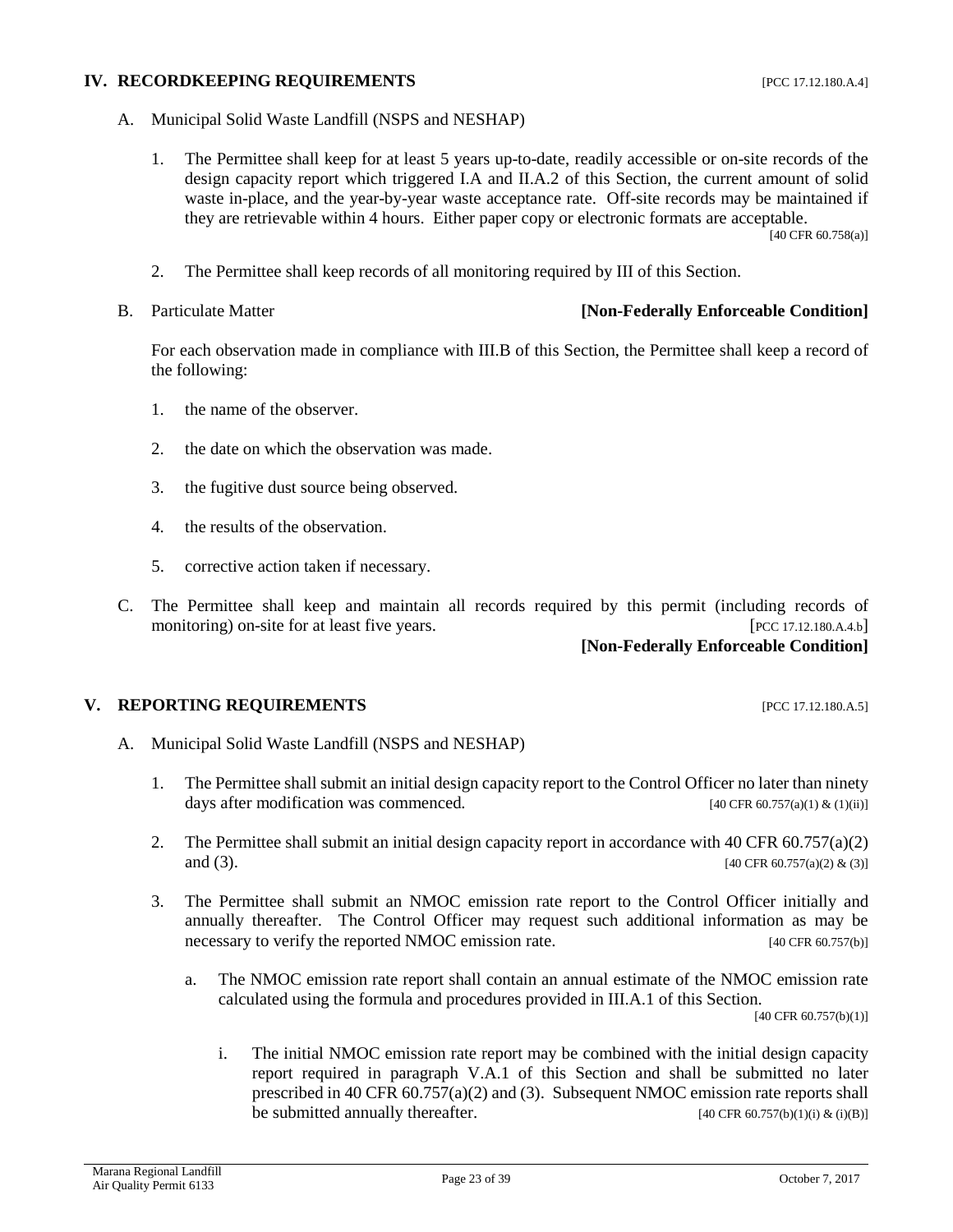## IV. RECORDKEEPING REQUIREMENTS [PCC 17.12.180.A.4]

A. Municipal Solid Waste Landfill (NSPS and NESHAP)

1. The Permittee shall keep for at least 5 years up-to-date, readily accessible or on-site records of the design capacity report which triggered I.A and II.A.2 of this Section, the current amount of solid waste in-place, and the year-by-year waste acceptance rate. Off-site records may be maintained if they are retrievable within 4 hours. Either paper copy or electronic formats are acceptable. [40 CFR 60.758(a)]

2. The Permittee shall keep records of all monitoring required by III of this Section.

B. Particulate Matter **[Non-Federally Enforceable Condition]**

For each observation made in compliance with III.B of this Section, the Permittee shall keep a record of the following:

1. the name of the observer.

2. the date on which the observation was made.

3. the fugitive dust source being observed.

4. the results of the observation.

5. corrective action taken if necessary.

C. The Permittee shall keep and maintain all records required by this permit (including records of monitoring) on-site for at least five years. [PCC 17.12.180.A.4.b]
**[Non-Federally Enforceable Condition]**

## V. REPORTING REQUIREMENTS [PCC 17.12.180.A.5]

A. Municipal Solid Waste Landfill (NSPS and NESHAP)

1. The Permittee shall submit an initial design capacity report to the Control Officer no later than ninety days after modification was commenced. [40 CFR 60.757(a)(1) & (1)(ii)]

2. The Permittee shall submit an initial design capacity report in accordance with 40 CFR 60.757(a)(2) and (3). [40 CFR 60.757(a)(2) & (3)]

3. The Permittee shall submit an NMOC emission rate report to the Control Officer initially and annually thereafter. The Control Officer may request such additional information as may be necessary to verify the reported NMOC emission rate. [40 CFR 60.757(b)]

   a. The NMOC emission rate report shall contain an annual estimate of the NMOC emission rate calculated using the formula and procedures provided in III.A.1 of this Section. [40 CFR 60.757(b)(1)]

      i. The initial NMOC emission rate report may be combined with the initial design capacity report required in paragraph V.A.1 of this Section and shall be submitted no later prescribed in 40 CFR 60.757(a)(2) and (3). Subsequent NMOC emission rate reports shall be submitted annually thereafter. [40 CFR 60.757(b)(1)(i) & (i)(B)]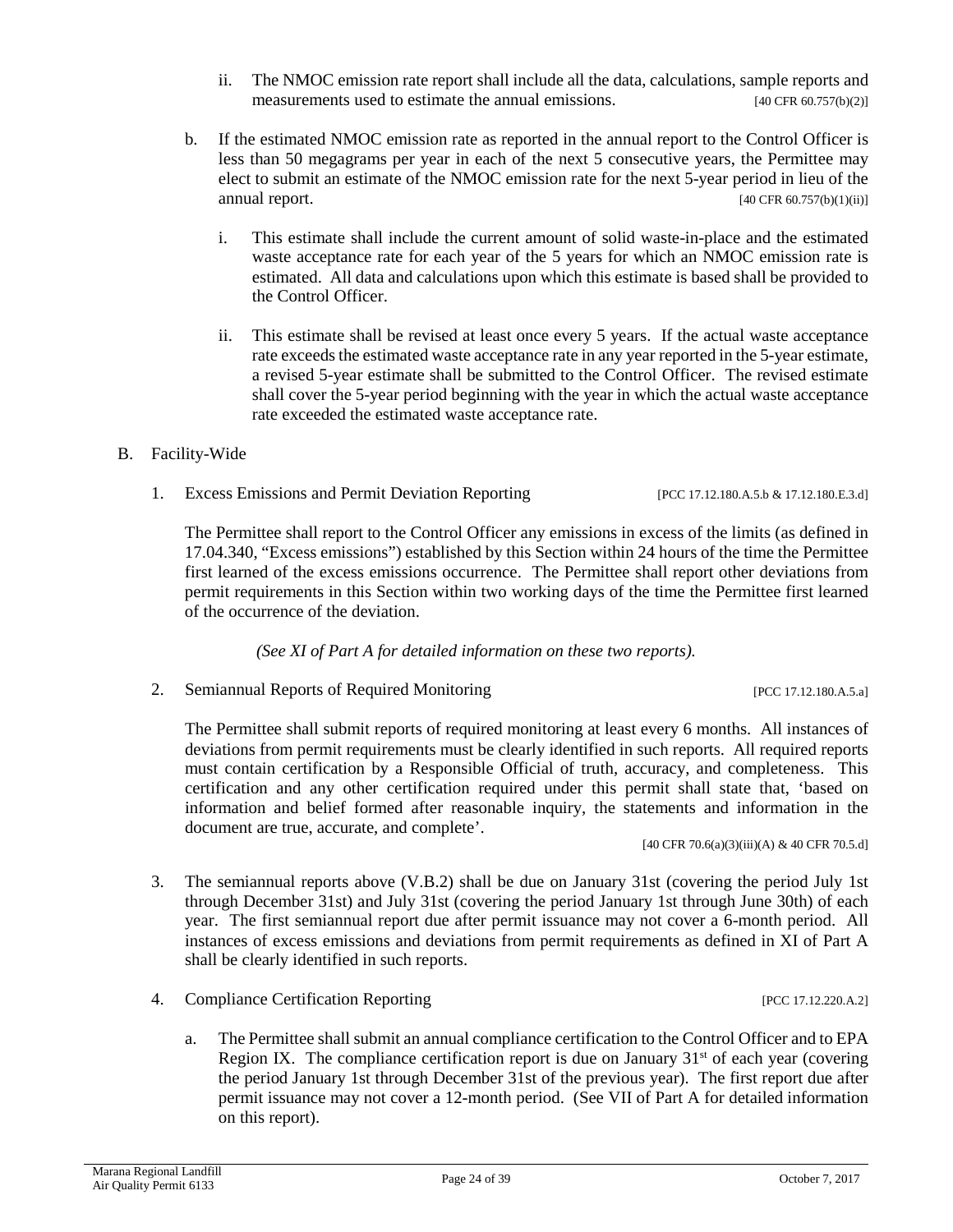ii. The NMOC emission rate report shall include all the data, calculations, sample reports and measurements used to estimate the annual emissions. [40 CFR 60.757(b)(2)]

b. If the estimated NMOC emission rate as reported in the annual report to the Control Officer is less than 50 megagrams per year in each of the next 5 consecutive years, the Permittee may elect to submit an estimate of the NMOC emission rate for the next 5-year period in lieu of the annual report. [40 CFR 60.757(b)(1)(ii)]

   i. This estimate shall include the current amount of solid waste-in-place and the estimated waste acceptance rate for each year of the 5 years for which an NMOC emission rate is estimated. All data and calculations upon which this estimate is based shall be provided to the Control Officer.

   ii. This estimate shall be revised at least once every 5 years. If the actual waste acceptance rate exceeds the estimated waste acceptance rate in any year reported in the 5-year estimate, a revised 5-year estimate shall be submitted to the Control Officer. The revised estimate shall cover the 5-year period beginning with the year in which the actual waste acceptance rate exceeded the estimated waste acceptance rate.

B. Facility-Wide

1. Excess Emissions and Permit Deviation Reporting [PCC 17.12.180.A.5.b & 17.12.180.E.3.d]

   The Permittee shall report to the Control Officer any emissions in excess of the limits (as defined in 17.04.340, "Excess emissions") established by this Section within 24 hours of the time the Permittee first learned of the excess emissions occurrence. The Permittee shall report other deviations from permit requirements in this Section within two working days of the time the Permittee first learned of the occurrence of the deviation.

   *(See XI of Part A for detailed information on these two reports).*

2. Semiannual Reports of Required Monitoring [PCC 17.12.180.A.5.a]

   The Permittee shall submit reports of required monitoring at least every 6 months. All instances of deviations from permit requirements must be clearly identified in such reports. All required reports must contain certification by a Responsible Official of truth, accuracy, and completeness. This certification and any other certification required under this permit shall state that, 'based on information and belief formed after reasonable inquiry, the statements and information in the document are true, accurate, and complete'.

   [40 CFR 70.6(a)(3)(iii)(A) & 40 CFR 70.5.d]

3. The semiannual reports above (V.B.2) shall be due on January 31st (covering the period July 1st through December 31st) and July 31st (covering the period January 1st through June 30th) of each year. The first semiannual report due after permit issuance may not cover a 6-month period. All instances of excess emissions and deviations from permit requirements as defined in XI of Part A shall be clearly identified in such reports.

4. Compliance Certification Reporting [PCC 17.12.220.A.2]

   a. The Permittee shall submit an annual compliance certification to the Control Officer and to EPA Region IX. The compliance certification report is due on January 31st of each year (covering the period January 1st through December 31st of the previous year). The first report due after permit issuance may not cover a 12-month period. (See VII of Part A for detailed information on this report).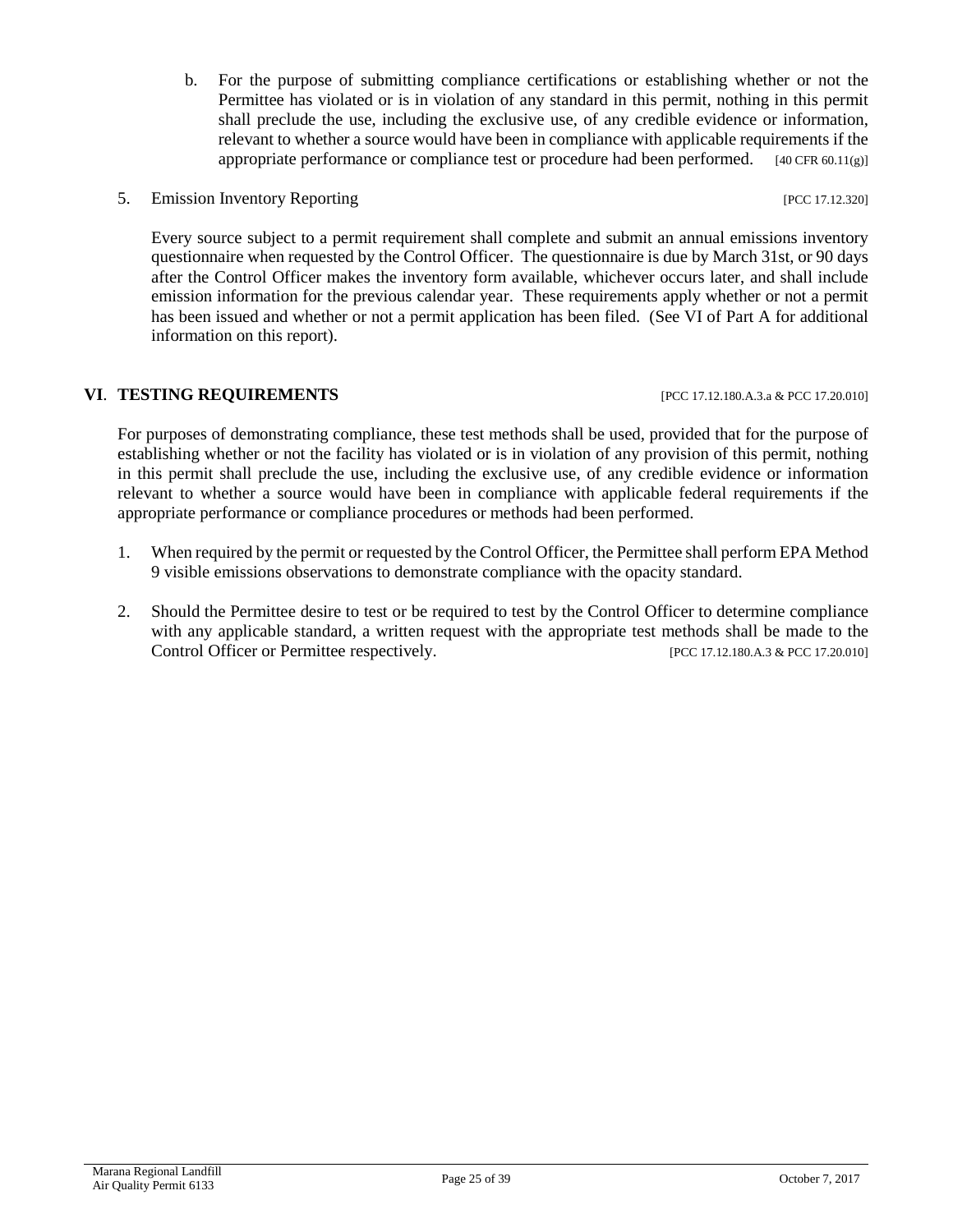b. For the purpose of submitting compliance certifications or establishing whether or not the Permittee has violated or is in violation of any standard in this permit, nothing in this permit shall preclude the use, including the exclusive use, of any credible evidence or information, relevant to whether a source would have been in compliance with applicable requirements if the appropriate performance or compliance test or procedure had been performed. [40 CFR 60.11(g)]

5. Emission Inventory Reporting [PCC 17.12.320]

Every source subject to a permit requirement shall complete and submit an annual emissions inventory questionnaire when requested by the Control Officer. The questionnaire is due by March 31st, or 90 days after the Control Officer makes the inventory form available, whichever occurs later, and shall include emission information for the previous calendar year. These requirements apply whether or not a permit has been issued and whether or not a permit application has been filed. (See VI of Part A for additional information on this report).

## VI. TESTING REQUIREMENTS [PCC 17.12.180.A.3.a & PCC 17.20.010]

For purposes of demonstrating compliance, these test methods shall be used, provided that for the purpose of establishing whether or not the facility has violated or is in violation of any provision of this permit, nothing in this permit shall preclude the use, including the exclusive use, of any credible evidence or information relevant to whether a source would have been in compliance with applicable federal requirements if the appropriate performance or compliance procedures or methods had been performed.

1. When required by the permit or requested by the Control Officer, the Permittee shall perform EPA Method 9 visible emissions observations to demonstrate compliance with the opacity standard.

2. Should the Permittee desire to test or be required to test by the Control Officer to determine compliance with any applicable standard, a written request with the appropriate test methods shall be made to the Control Officer or Permittee respectively. [PCC 17.12.180.A.3 & PCC 17.20.010]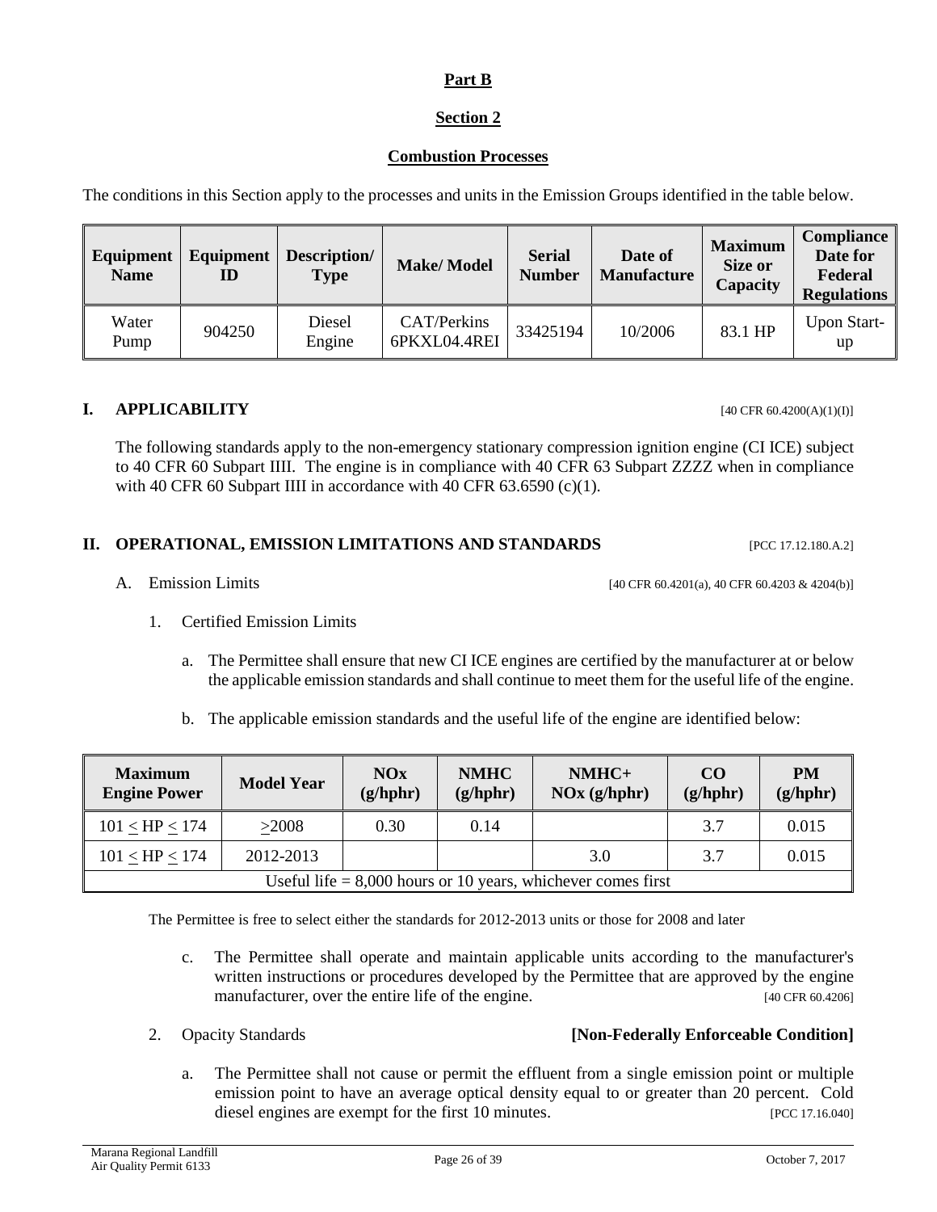**Part B**

**Section 2**

**Combustion Processes**

The conditions in this Section apply to the processes and units in the Emission Groups identified in the table below.

| Equipment Name | Equipment ID | Description/ Type | Make/ Model | Serial Number | Date of Manufacture | Maximum Size or Capacity | Compliance Date for Federal Regulations |
|---|---|---|---|---|---|---|---|
| Water Pump | 904250 | Diesel Engine | CAT/Perkins 6PKXL04.4REI | 33425194 | 10/2006 | 83.1 HP | Upon Start-up |

## I. APPLICABILITY [40 CFR 60.4200(A)(1)(I)]

The following standards apply to the non-emergency stationary compression ignition engine (CI ICE) subject to 40 CFR 60 Subpart IIII. The engine is in compliance with 40 CFR 63 Subpart ZZZZ when in compliance with 40 CFR 60 Subpart IIII in accordance with 40 CFR 63.6590 (c)(1).

## II. OPERATIONAL, EMISSION LIMITATIONS AND STANDARDS [PCC 17.12.180.A.2]

A. Emission Limits [40 CFR 60.4201(a), 40 CFR 60.4203 & 4204(b)]

1. Certified Emission Limits

   a. The Permittee shall ensure that new CI ICE engines are certified by the manufacturer at or below the applicable emission standards and shall continue to meet them for the useful life of the engine.

   b. The applicable emission standards and the useful life of the engine are identified below:

| Maximum Engine Power | Model Year | NOx (g/hphr) | NMHC (g/hphr) | NMHC+ NOx (g/hphr) | CO (g/hphr) | PM (g/hphr) |
|---|---|---|---|---|---|---|
| 101 ≤ HP ≤ 174 | ≥2008 | 0.30 | 0.14 | | 3.7 | 0.015 |
| 101 ≤ HP ≤ 174 | 2012-2013 | | | 3.0 | 3.7 | 0.015 |
| Useful life = 8,000 hours or 10 years, whichever comes first | | | | | | |

The Permittee is free to select either the standards for 2012-2013 units or those for 2008 and later

   c. The Permittee shall operate and maintain applicable units according to the manufacturer's written instructions or procedures developed by the Permittee that are approved by the engine manufacturer, over the entire life of the engine. [40 CFR 60.4206]

2. Opacity Standards **[Non-Federally Enforceable Condition]**

   a. The Permittee shall not cause or permit the effluent from a single emission point or multiple emission point to have an average optical density equal to or greater than 20 percent. Cold diesel engines are exempt for the first 10 minutes. [PCC 17.16.040]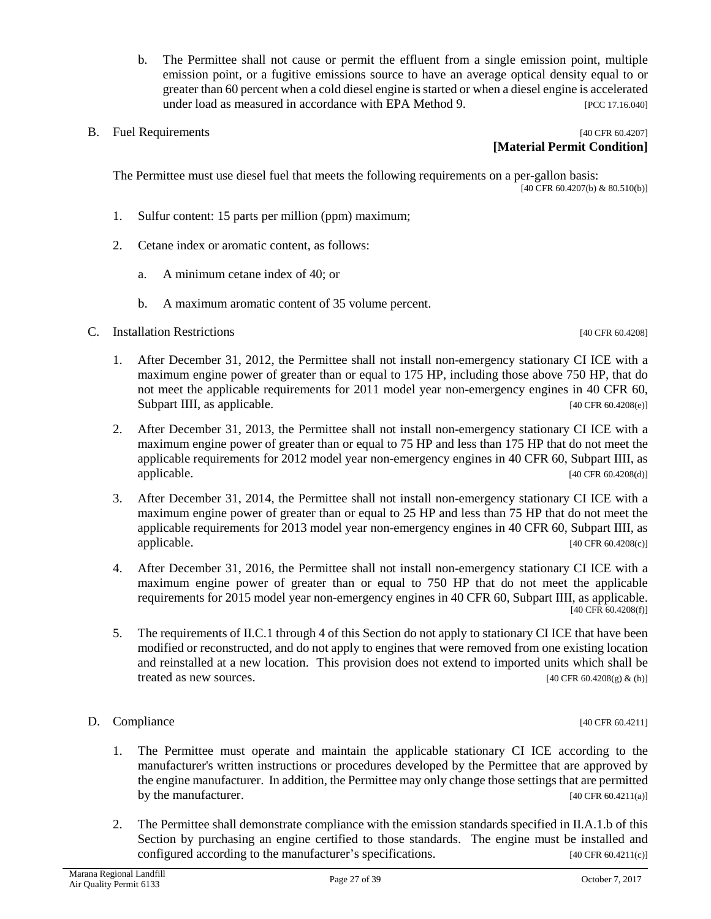b. The Permittee shall not cause or permit the effluent from a single emission point, multiple emission point, or a fugitive emissions source to have an average optical density equal to or greater than 60 percent when a cold diesel engine is started or when a diesel engine is accelerated under load as measured in accordance with EPA Method 9. [PCC 17.16.040]

B. Fuel Requirements [40 CFR 60.4207]
**[Material Permit Condition]**

The Permittee must use diesel fuel that meets the following requirements on a per-gallon basis: [40 CFR 60.4207(b) & 80.510(b)]

1. Sulfur content: 15 parts per million (ppm) maximum;

2. Cetane index or aromatic content, as follows:

   a. A minimum cetane index of 40; or

   b. A maximum aromatic content of 35 volume percent.

C. Installation Restrictions [40 CFR 60.4208]

1. After December 31, 2012, the Permittee shall not install non-emergency stationary CI ICE with a maximum engine power of greater than or equal to 175 HP, including those above 750 HP, that do not meet the applicable requirements for 2011 model year non-emergency engines in 40 CFR 60, Subpart IIII, as applicable. [40 CFR 60.4208(e)]

2. After December 31, 2013, the Permittee shall not install non-emergency stationary CI ICE with a maximum engine power of greater than or equal to 75 HP and less than 175 HP that do not meet the applicable requirements for 2012 model year non-emergency engines in 40 CFR 60, Subpart IIII, as applicable. [40 CFR 60.4208(d)]

3. After December 31, 2014, the Permittee shall not install non-emergency stationary CI ICE with a maximum engine power of greater than or equal to 25 HP and less than 75 HP that do not meet the applicable requirements for 2013 model year non-emergency engines in 40 CFR 60, Subpart IIII, as applicable. [40 CFR 60.4208(c)]

4. After December 31, 2016, the Permittee shall not install non-emergency stationary CI ICE with a maximum engine power of greater than or equal to 750 HP that do not meet the applicable requirements for 2015 model year non-emergency engines in 40 CFR 60, Subpart IIII, as applicable. [40 CFR 60.4208(f)]

5. The requirements of II.C.1 through 4 of this Section do not apply to stationary CI ICE that have been modified or reconstructed, and do not apply to engines that were removed from one existing location and reinstalled at a new location. This provision does not extend to imported units which shall be treated as new sources. [40 CFR 60.4208(g) & (h)]

D. Compliance [40 CFR 60.4211]

1. The Permittee must operate and maintain the applicable stationary CI ICE according to the manufacturer's written instructions or procedures developed by the Permittee that are approved by the engine manufacturer. In addition, the Permittee may only change those settings that are permitted by the manufacturer. [40 CFR 60.4211(a)]

2. The Permittee shall demonstrate compliance with the emission standards specified in II.A.1.b of this Section by purchasing an engine certified to those standards. The engine must be installed and configured according to the manufacturer's specifications. [40 CFR 60.4211(c)]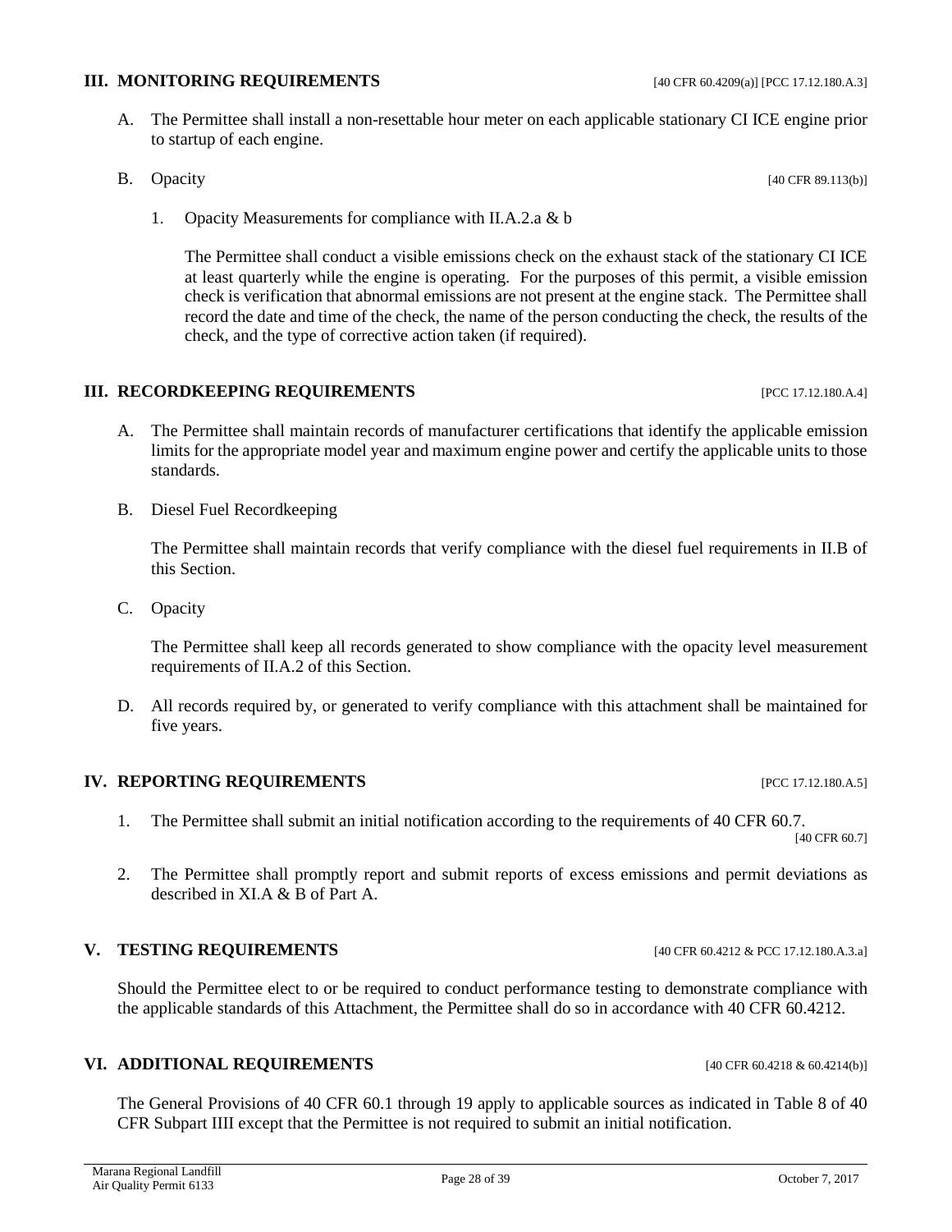## III. MONITORING REQUIREMENTS [40 CFR 60.4209(a)] [PCC 17.12.180.A.3]

A. The Permittee shall install a non-resettable hour meter on each applicable stationary CI ICE engine prior to startup of each engine.

B. Opacity [40 CFR 89.113(b)]

1. Opacity Measurements for compliance with II.A.2.a & b

   The Permittee shall conduct a visible emissions check on the exhaust stack of the stationary CI ICE at least quarterly while the engine is operating. For the purposes of this permit, a visible emission check is verification that abnormal emissions are not present at the engine stack. The Permittee shall record the date and time of the check, the name of the person conducting the check, the results of the check, and the type of corrective action taken (if required).

## III. RECORDKEEPING REQUIREMENTS [PCC 17.12.180.A.4]

A. The Permittee shall maintain records of manufacturer certifications that identify the applicable emission limits for the appropriate model year and maximum engine power and certify the applicable units to those standards.

B. Diesel Fuel Recordkeeping

   The Permittee shall maintain records that verify compliance with the diesel fuel requirements in II.B of this Section.

C. Opacity

   The Permittee shall keep all records generated to show compliance with the opacity level measurement requirements of II.A.2 of this Section.

D. All records required by, or generated to verify compliance with this attachment shall be maintained for five years.

## IV. REPORTING REQUIREMENTS [PCC 17.12.180.A.5]

1. The Permittee shall submit an initial notification according to the requirements of 40 CFR 60.7. [40 CFR 60.7]

2. The Permittee shall promptly report and submit reports of excess emissions and permit deviations as described in XI.A & B of Part A.

## V. TESTING REQUIREMENTS [40 CFR 60.4212 & PCC 17.12.180.A.3.a]

Should the Permittee elect to or be required to conduct performance testing to demonstrate compliance with the applicable standards of this Attachment, the Permittee shall do so in accordance with 40 CFR 60.4212.

## VI. ADDITIONAL REQUIREMENTS [40 CFR 60.4218 & 60.4214(b)]

The General Provisions of 40 CFR 60.1 through 19 apply to applicable sources as indicated in Table 8 of 40 CFR Subpart IIII except that the Permittee is not required to submit an initial notification.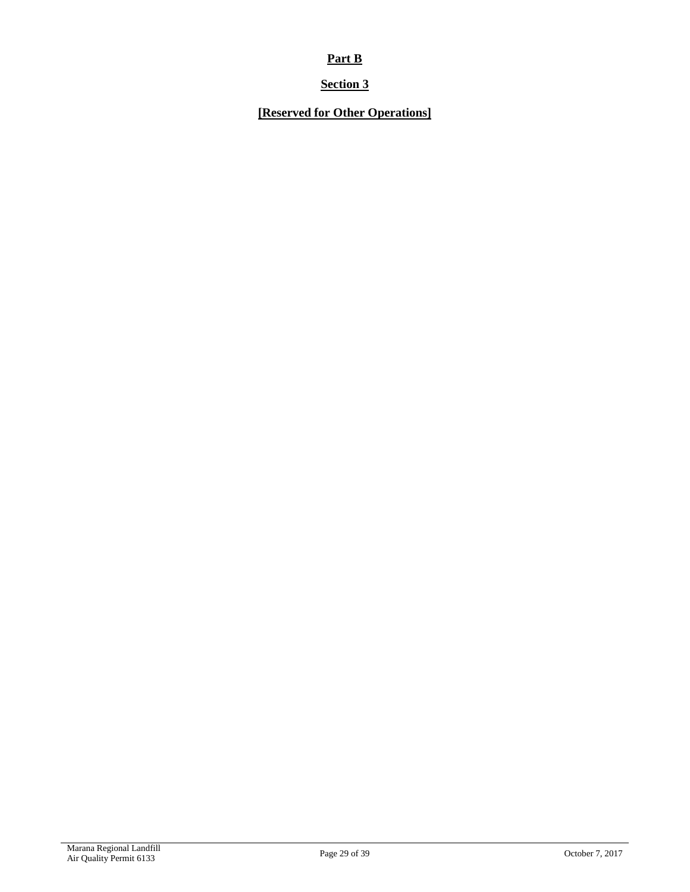# Part B

## Section 3

### [Reserved for Other Operations]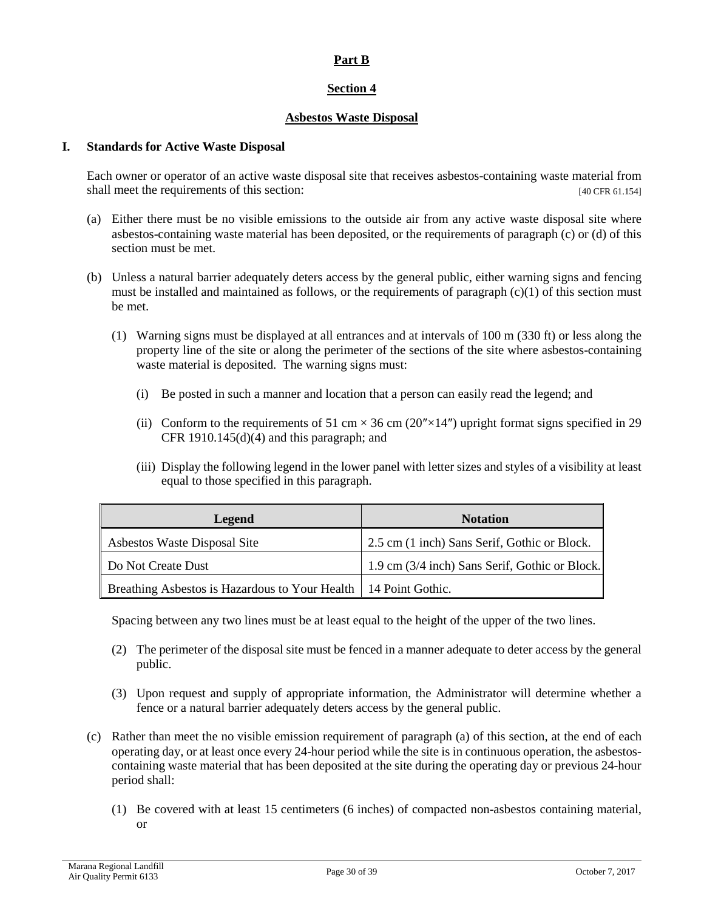## Part B

## Section 4

## Asbestos Waste Disposal

### I. Standards for Active Waste Disposal

Each owner or operator of an active waste disposal site that receives asbestos-containing waste material from shall meet the requirements of this section: [40 CFR 61.154]

(a) Either there must be no visible emissions to the outside air from any active waste disposal site where asbestos-containing waste material has been deposited, or the requirements of paragraph (c) or (d) of this section must be met.

(b) Unless a natural barrier adequately deters access by the general public, either warning signs and fencing must be installed and maintained as follows, or the requirements of paragraph (c)(1) of this section must be met.

(1) Warning signs must be displayed at all entrances and at intervals of 100 m (330 ft) or less along the property line of the site or along the perimeter of the sections of the site where asbestos-containing waste material is deposited. The warning signs must:

(i) Be posted in such a manner and location that a person can easily read the legend; and

(ii) Conform to the requirements of 51 cm × 36 cm (20″×14″) upright format signs specified in 29 CFR 1910.145(d)(4) and this paragraph; and

(iii) Display the following legend in the lower panel with letter sizes and styles of a visibility at least equal to those specified in this paragraph.

| Legend | Notation |
|---|---|
| Asbestos Waste Disposal Site | 2.5 cm (1 inch) Sans Serif, Gothic or Block. |
| Do Not Create Dust | 1.9 cm (3/4 inch) Sans Serif, Gothic or Block. |
| Breathing Asbestos is Hazardous to Your Health | 14 Point Gothic. |

Spacing between any two lines must be at least equal to the height of the upper of the two lines.

(2) The perimeter of the disposal site must be fenced in a manner adequate to deter access by the general public.

(3) Upon request and supply of appropriate information, the Administrator will determine whether a fence or a natural barrier adequately deters access by the general public.

(c) Rather than meet the no visible emission requirement of paragraph (a) of this section, at the end of each operating day, or at least once every 24-hour period while the site is in continuous operation, the asbestos-containing waste material that has been deposited at the site during the operating day or previous 24-hour period shall:

(1) Be covered with at least 15 centimeters (6 inches) of compacted non-asbestos containing material, or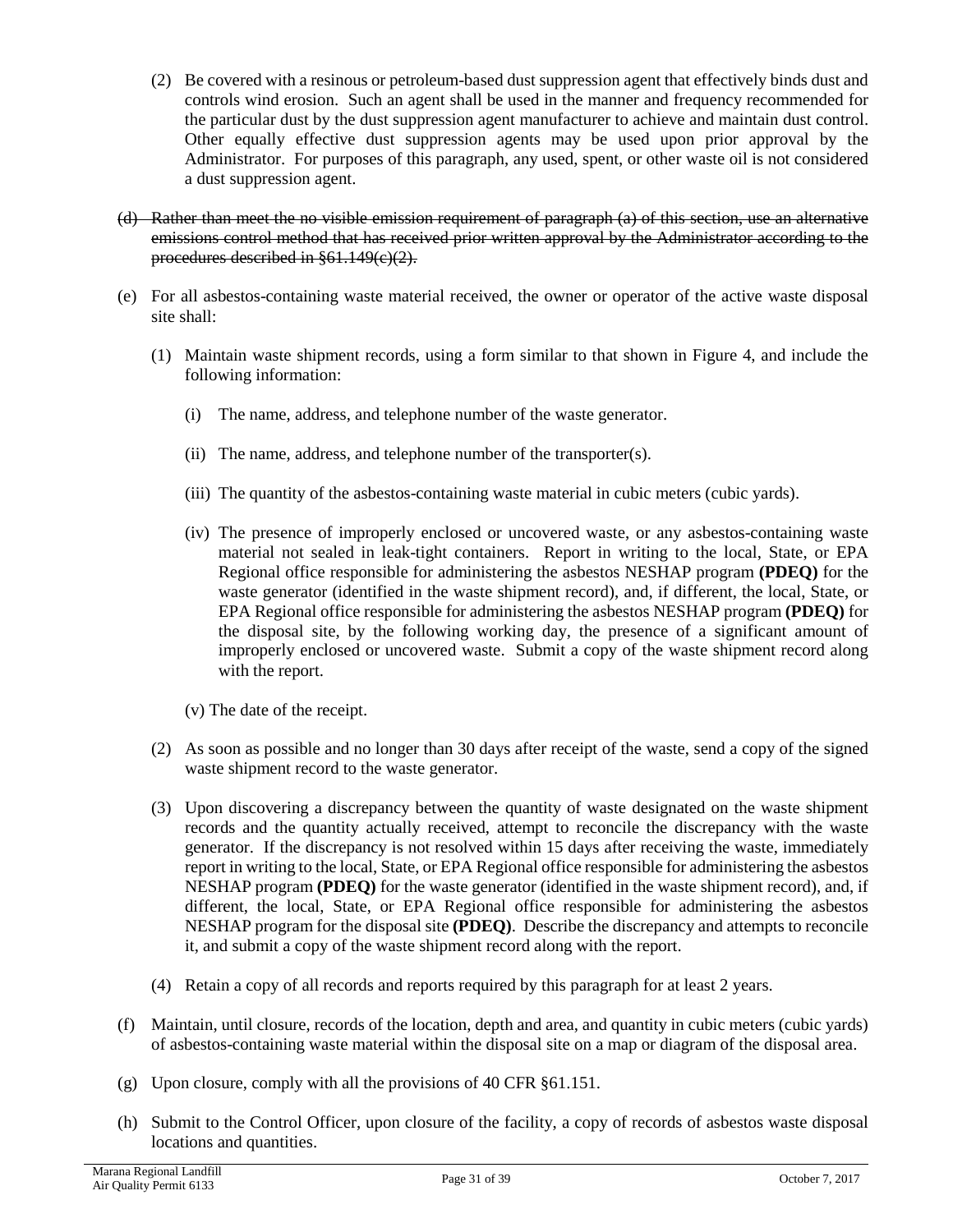(2) Be covered with a resinous or petroleum-based dust suppression agent that effectively binds dust and controls wind erosion. Such an agent shall be used in the manner and frequency recommended for the particular dust by the dust suppression agent manufacturer to achieve and maintain dust control. Other equally effective dust suppression agents may be used upon prior approval by the Administrator. For purposes of this paragraph, any used, spent, or other waste oil is not considered a dust suppression agent.

(d) ~~Rather than meet the no visible emission requirement of paragraph (a) of this section, use an alternative emissions control method that has received prior written approval by the Administrator according to the procedures described in §61.149(c)(2).~~

(e) For all asbestos-containing waste material received, the owner or operator of the active waste disposal site shall:

(1) Maintain waste shipment records, using a form similar to that shown in Figure 4, and include the following information:

(i) The name, address, and telephone number of the waste generator.

(ii) The name, address, and telephone number of the transporter(s).

(iii) The quantity of the asbestos-containing waste material in cubic meters (cubic yards).

(iv) The presence of improperly enclosed or uncovered waste, or any asbestos-containing waste material not sealed in leak-tight containers. Report in writing to the local, State, or EPA Regional office responsible for administering the asbestos NESHAP program **(PDEQ)** for the waste generator (identified in the waste shipment record), and, if different, the local, State, or EPA Regional office responsible for administering the asbestos NESHAP program **(PDEQ)** for the disposal site, by the following working day, the presence of a significant amount of improperly enclosed or uncovered waste. Submit a copy of the waste shipment record along with the report.

(v) The date of the receipt.

(2) As soon as possible and no longer than 30 days after receipt of the waste, send a copy of the signed waste shipment record to the waste generator.

(3) Upon discovering a discrepancy between the quantity of waste designated on the waste shipment records and the quantity actually received, attempt to reconcile the discrepancy with the waste generator. If the discrepancy is not resolved within 15 days after receiving the waste, immediately report in writing to the local, State, or EPA Regional office responsible for administering the asbestos NESHAP program **(PDEQ)** for the waste generator (identified in the waste shipment record), and, if different, the local, State, or EPA Regional office responsible for administering the asbestos NESHAP program for the disposal site **(PDEQ)**. Describe the discrepancy and attempts to reconcile it, and submit a copy of the waste shipment record along with the report.

(4) Retain a copy of all records and reports required by this paragraph for at least 2 years.

(f) Maintain, until closure, records of the location, depth and area, and quantity in cubic meters (cubic yards) of asbestos-containing waste material within the disposal site on a map or diagram of the disposal area.

(g) Upon closure, comply with all the provisions of 40 CFR §61.151.

(h) Submit to the Control Officer, upon closure of the facility, a copy of records of asbestos waste disposal locations and quantities.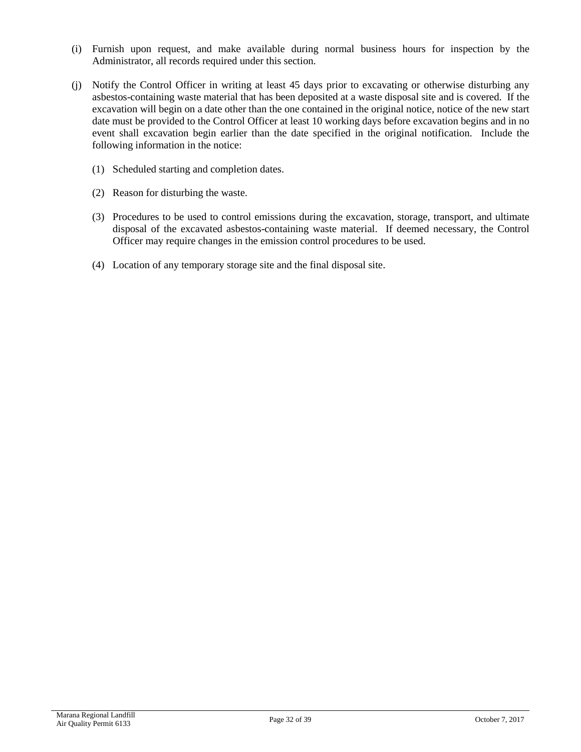(i) Furnish upon request, and make available during normal business hours for inspection by the Administrator, all records required under this section.

(j) Notify the Control Officer in writing at least 45 days prior to excavating or otherwise disturbing any asbestos-containing waste material that has been deposited at a waste disposal site and is covered. If the excavation will begin on a date other than the one contained in the original notice, notice of the new start date must be provided to the Control Officer at least 10 working days before excavation begins and in no event shall excavation begin earlier than the date specified in the original notification. Include the following information in the notice:

   (1) Scheduled starting and completion dates.

   (2) Reason for disturbing the waste.

   (3) Procedures to be used to control emissions during the excavation, storage, transport, and ultimate disposal of the excavated asbestos-containing waste material. If deemed necessary, the Control Officer may require changes in the emission control procedures to be used.

   (4) Location of any temporary storage site and the final disposal site.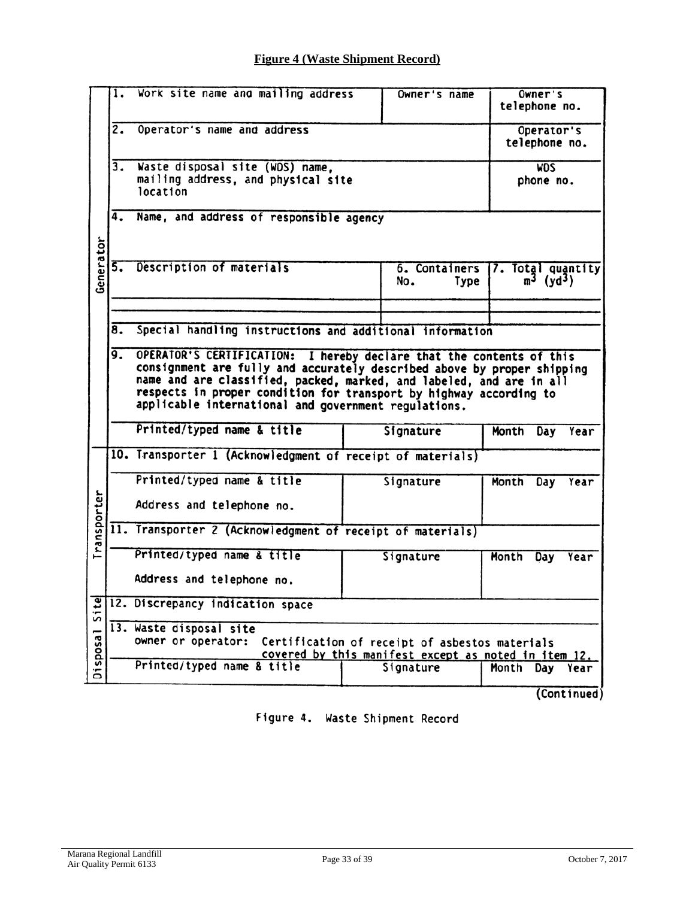**Figure 4 (Waste Shipment Record)**

| | | | |
|---|---|---|---|
| Generator | 1. Work site name and mailing address | Owner's name | Owner's telephone no. |
| | 2. Operator's name and address | | Operator's telephone no. |
| | 3. Waste disposal site (WDS) name, mailing address, and physical site location | | WDS phone no. |
| | 4. Name, and address of responsible agency | | |
| | 5. Description of materials | 6. Containers No. Type | 7. Total quantity $m^3$ ($yd^3$) |
| | | | |
| | 8. Special handling instructions and additional information | | |
| | 9. OPERATOR'S CERTIFICATION: I hereby declare that the contents of this consignment are fully and accurately described above by proper shipping name and are classified, packed, marked, and labeled, and are in all respects in proper condition for transport by highway according to applicable international and government regulations. | | |
| | Printed/typed name & title | Signature | Month Day Year |
| Transporter | 10. Transporter 1 (Acknowledgment of receipt of materials) | | |
| | Printed/typed name & title | Signature | Month Day Year |
| | Address and telephone no. | | |
| | 11. Transporter 2 (Acknowledgment of receipt of materials) | | |
| | Printed/typed name & title | Signature | Month Day Year |
| | Address and telephone no. | | |
| Disposal Site | 12. Discrepancy indication space | | |
| | 13. Waste disposal site owner or operator: Certification of receipt of asbestos materials covered by this manifest except as noted in item 12. | | |
| | Printed/typed name & title | Signature | Month Day Year |

(Continued)

Figure 4. Waste Shipment Record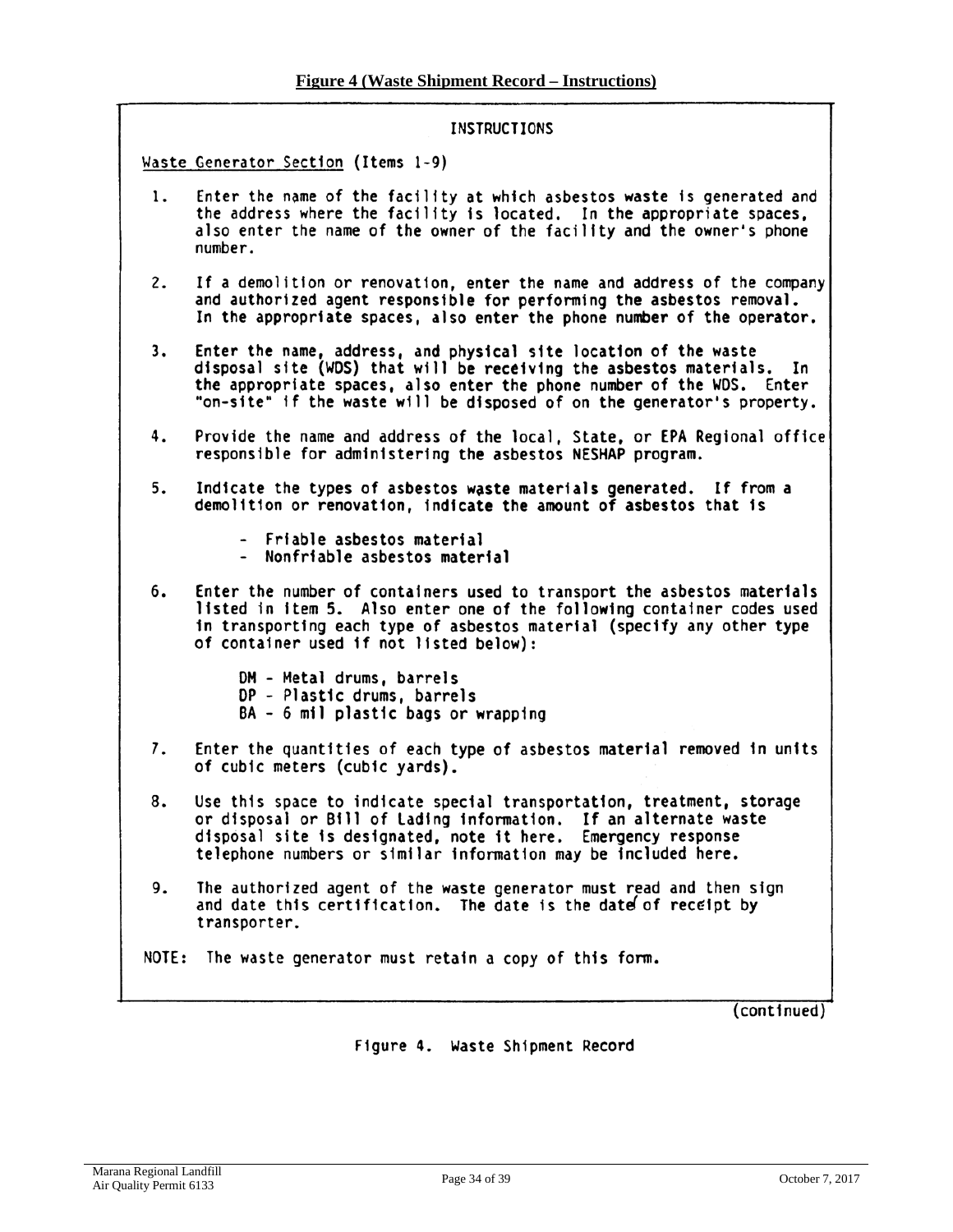**Figure 4 (Waste Shipment Record – Instructions)**

INSTRUCTIONS

Waste Generator Section (Items 1-9)

1. Enter the name of the facility at which asbestos waste is generated and the address where the facility is located. In the appropriate spaces, also enter the name of the owner of the facility and the owner's phone number.

2. If a demolition or renovation, enter the name and address of the company and authorized agent responsible for performing the asbestos removal. In the appropriate spaces, also enter the phone number of the operator.

3. Enter the name, address, and physical site location of the waste disposal site (WDS) that will be receiving the asbestos materials. In the appropriate spaces, also enter the phone number of the WDS. Enter "on-site" if the waste will be disposed of on the generator's property.

4. Provide the name and address of the local, State, or EPA Regional office responsible for administering the asbestos NESHAP program.

5. Indicate the types of asbestos waste materials generated. If from a demolition or renovation, indicate the amount of asbestos that is

   - Friable asbestos material
   - Nonfriable asbestos material

6. Enter the number of containers used to transport the asbestos materials listed in item 5. Also enter one of the following container codes used in transporting each type of asbestos material (specify any other type of container used if not listed below):

   DM - Metal drums, barrels
   DP - Plastic drums, barrels
   BA - 6 mil plastic bags or wrapping

7. Enter the quantities of each type of asbestos material removed in units of cubic meters (cubic yards).

8. Use this space to indicate special transportation, treatment, storage or disposal or Bill of Lading information. If an alternate waste disposal site is designated, note it here. Emergency response telephone numbers or similar information may be included here.

9. The authorized agent of the waste generator must read and then sign and date this certification. The date is the date of receipt by transporter.

NOTE: The waste generator must retain a copy of this form.

(continued)

Figure 4. Waste Shipment Record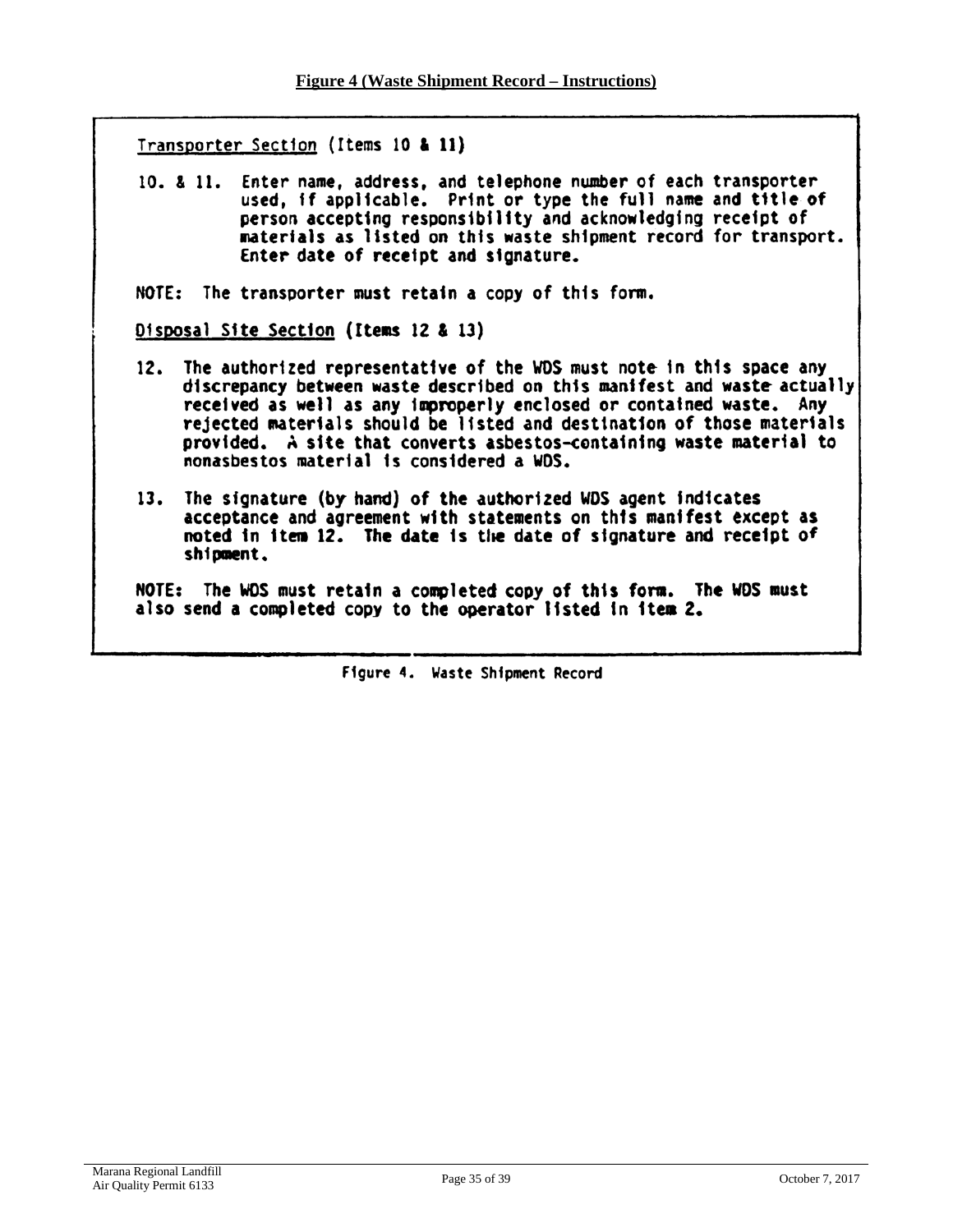**Figure 4 (Waste Shipment Record – Instructions)**

Transporter Section (Items 10 & 11)

10. & 11. Enter name, address, and telephone number of each transporter used, if applicable. Print or type the full name and title of person accepting responsibility and acknowledging receipt of materials as listed on this waste shipment record for transport. Enter date of receipt and signature.

NOTE: The transporter must retain a copy of this form.

Disposal Site Section (Items 12 & 13)

12. The authorized representative of the WDS must note in this space any discrepancy between waste described on this manifest and waste actually received as well as any improperly enclosed or contained waste. Any rejected materials should be listed and destination of those materials provided. A site that converts asbestos-containing waste material to nonasbestos material is considered a WDS.

13. The signature (by hand) of the authorized WDS agent indicates acceptance and agreement with statements on this manifest except as noted in item 12. The date is the date of signature and receipt of shipment.

NOTE: The WDS must retain a completed copy of this form. The WDS must also send a completed copy to the operator listed in item 2.

Figure 4. Waste Shipment Record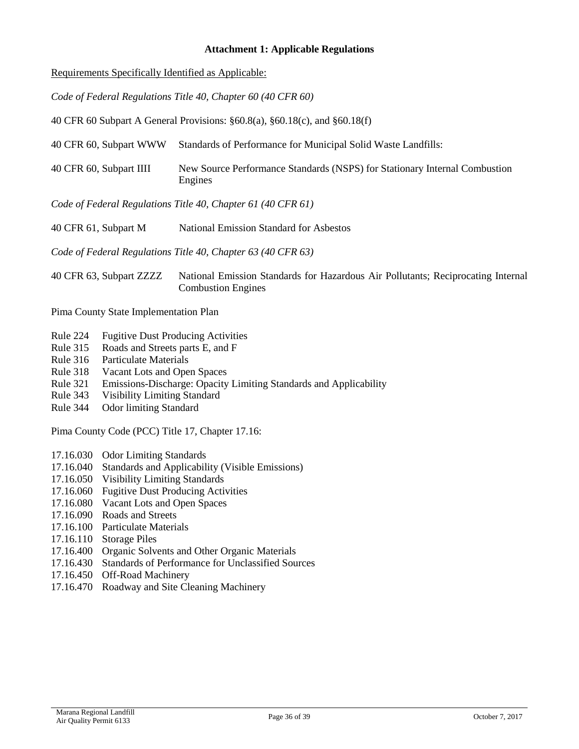# Attachment 1: Applicable Regulations

Requirements Specifically Identified as Applicable:

*Code of Federal Regulations Title 40, Chapter 60 (40 CFR 60)*

40 CFR 60 Subpart A General Provisions: §60.8(a), §60.18(c), and §60.18(f)

40 CFR 60, Subpart WWW Standards of Performance for Municipal Solid Waste Landfills:

40 CFR 60, Subpart IIII New Source Performance Standards (NSPS) for Stationary Internal Combustion Engines

*Code of Federal Regulations Title 40, Chapter 61 (40 CFR 61)*

40 CFR 61, Subpart M National Emission Standard for Asbestos

*Code of Federal Regulations Title 40, Chapter 63 (40 CFR 63)*

40 CFR 63, Subpart ZZZZ National Emission Standards for Hazardous Air Pollutants; Reciprocating Internal Combustion Engines

Pima County State Implementation Plan

- Rule 224 Fugitive Dust Producing Activities
- Rule 315 Roads and Streets parts E, and F
- Rule 316 Particulate Materials
- Rule 318 Vacant Lots and Open Spaces
- Rule 321 Emissions-Discharge: Opacity Limiting Standards and Applicability
- Rule 343 Visibility Limiting Standard
- Rule 344 Odor limiting Standard

Pima County Code (PCC) Title 17, Chapter 17.16:

- 17.16.030 Odor Limiting Standards
- 17.16.040 Standards and Applicability (Visible Emissions)
- 17.16.050 Visibility Limiting Standards
- 17.16.060 Fugitive Dust Producing Activities
- 17.16.080 Vacant Lots and Open Spaces
- 17.16.090 Roads and Streets
- 17.16.100 Particulate Materials
- 17.16.110 Storage Piles
- 17.16.400 Organic Solvents and Other Organic Materials
- 17.16.430 Standards of Performance for Unclassified Sources
- 17.16.450 Off-Road Machinery
- 17.16.470 Roadway and Site Cleaning Machinery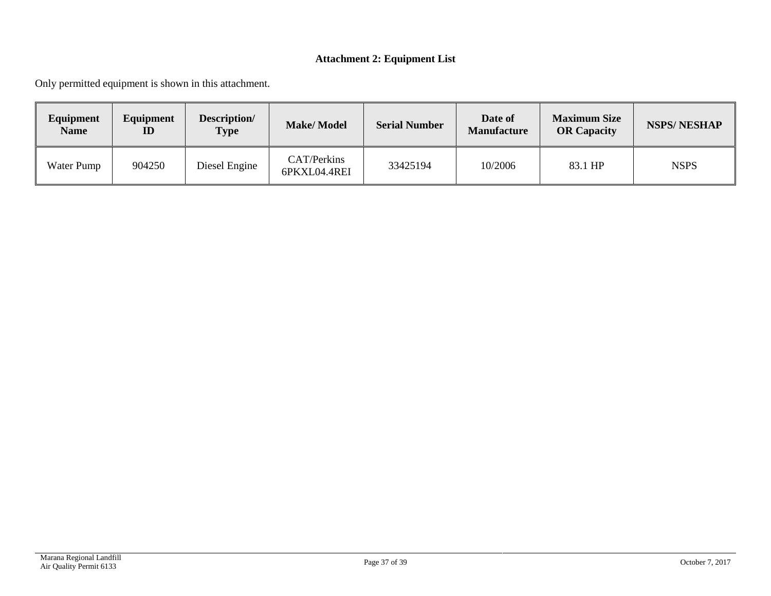## Attachment 2: Equipment List

Only permitted equipment is shown in this attachment.

| Equipment Name | Equipment ID | Description/ Type | Make/ Model | Serial Number | Date of Manufacture | Maximum Size OR Capacity | NSPS/ NESHAP |
|---|---|---|---|---|---|---|---|
| Water Pump | 904250 | Diesel Engine | CAT/Perkins 6PKXL04.4REI | 33425194 | 10/2006 | 83.1 HP | NSPS |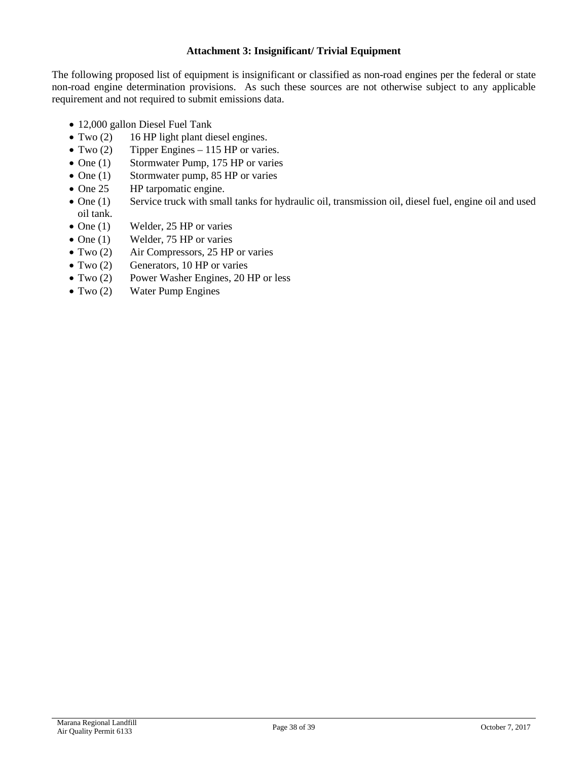**Attachment 3: Insignificant/ Trivial Equipment**

The following proposed list of equipment is insignificant or classified as non-road engines per the federal or state non-road engine determination provisions. As such these sources are not otherwise subject to any applicable requirement and not required to submit emissions data.

- 12,000 gallon Diesel Fuel Tank
- Two (2) 16 HP light plant diesel engines.
- Two (2) Tipper Engines – 115 HP or varies.
- One (1) Stormwater Pump, 175 HP or varies
- One (1) Stormwater pump, 85 HP or varies
- One 25 HP tarpomatic engine.
- One (1) Service truck with small tanks for hydraulic oil, transmission oil, diesel fuel, engine oil and used oil tank.
- One (1) Welder, 25 HP or varies
- One (1) Welder, 75 HP or varies
- Two (2) Air Compressors, 25 HP or varies
- Two (2) Generators, 10 HP or varies
- Two (2) Power Washer Engines, 20 HP or less
- Two (2) Water Pump Engines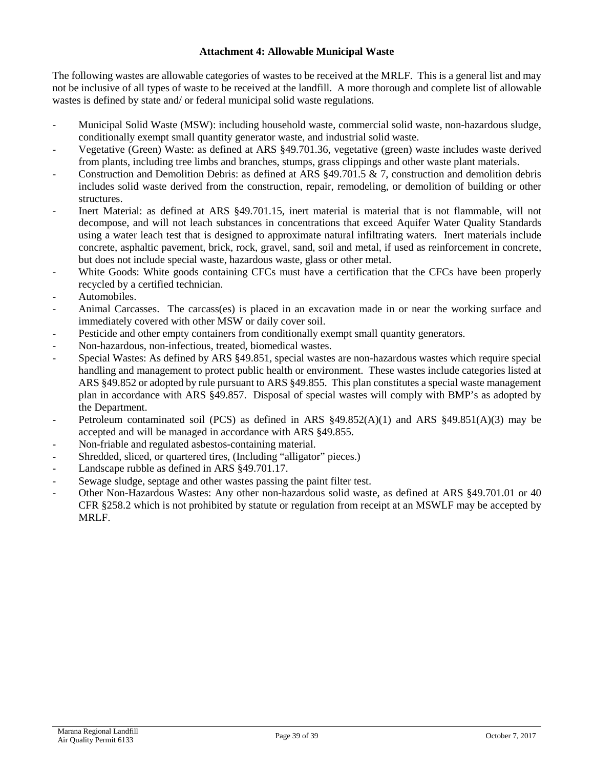**Attachment 4: Allowable Municipal Waste**

The following wastes are allowable categories of wastes to be received at the MRLF. This is a general list and may not be inclusive of all types of waste to be received at the landfill. A more thorough and complete list of allowable wastes is defined by state and/ or federal municipal solid waste regulations.

- Municipal Solid Waste (MSW): including household waste, commercial solid waste, non-hazardous sludge, conditionally exempt small quantity generator waste, and industrial solid waste.
- Vegetative (Green) Waste: as defined at ARS §49.701.36, vegetative (green) waste includes waste derived from plants, including tree limbs and branches, stumps, grass clippings and other waste plant materials.
- Construction and Demolition Debris: as defined at ARS §49.701.5 & 7, construction and demolition debris includes solid waste derived from the construction, repair, remodeling, or demolition of building or other structures.
- Inert Material: as defined at ARS §49.701.15, inert material is material that is not flammable, will not decompose, and will not leach substances in concentrations that exceed Aquifer Water Quality Standards using a water leach test that is designed to approximate natural infiltrating waters. Inert materials include concrete, asphaltic pavement, brick, rock, gravel, sand, soil and metal, if used as reinforcement in concrete, but does not include special waste, hazardous waste, glass or other metal.
- White Goods: White goods containing CFCs must have a certification that the CFCs have been properly recycled by a certified technician.
- Automobiles.
- Animal Carcasses. The carcass(es) is placed in an excavation made in or near the working surface and immediately covered with other MSW or daily cover soil.
- Pesticide and other empty containers from conditionally exempt small quantity generators.
- Non-hazardous, non-infectious, treated, biomedical wastes.
- Special Wastes: As defined by ARS §49.851, special wastes are non-hazardous wastes which require special handling and management to protect public health or environment. These wastes include categories listed at ARS §49.852 or adopted by rule pursuant to ARS §49.855. This plan constitutes a special waste management plan in accordance with ARS §49.857. Disposal of special wastes will comply with BMP's as adopted by the Department.
- Petroleum contaminated soil (PCS) as defined in ARS §49.852(A)(1) and ARS §49.851(A)(3) may be accepted and will be managed in accordance with ARS §49.855.
- Non-friable and regulated asbestos-containing material.
- Shredded, sliced, or quartered tires, (Including "alligator" pieces.)
- Landscape rubble as defined in ARS §49.701.17.
- Sewage sludge, septage and other wastes passing the paint filter test.
- Other Non-Hazardous Wastes: Any other non-hazardous solid waste, as defined at ARS §49.701.01 or 40 CFR §258.2 which is not prohibited by statute or regulation from receipt at an MSWLF may be accepted by MRLF.